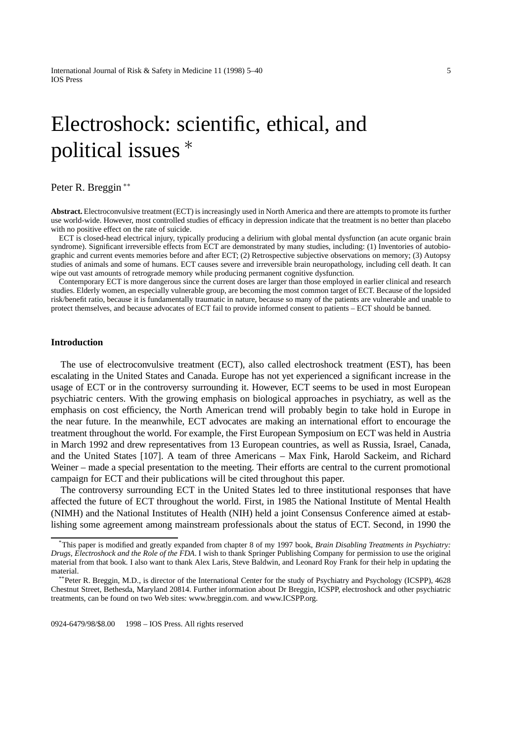# Electroshock: scientific, ethical, and political issues *

Peter R. Breggin **

**Abstract.** Electroconvulsive treatment (ECT) is increasingly used in North America and there are attempts to promote its further use world-wide. However, most controlled studies of efficacy in depression indicate that the treatment is no better than placebo with no positive effect on the rate of suicide.

ECT is closed-head electrical injury, typically producing a delirium with global mental dysfunction (an acute organic brain syndrome). Significant irreversible effects from ECT are demonstrated by many studies, including: (1) Inventories of autobiographic and current events memories before and after ECT; (2) Retrospective subjective observations on memory; (3) Autopsy studies of animals and some of humans. ECT causes severe and irreversible brain neuropathology, including cell death. It can wipe out vast amounts of retrograde memory while producing permanent cognitive dysfunction.

Contemporary ECT is more dangerous since the current doses are larger than those employed in earlier clinical and research studies. Elderly women, an especially vulnerable group, are becoming the most common target of ECT. Because of the lopsided risk/benefit ratio, because it is fundamentally traumatic in nature, because so many of the patients are vulnerable and unable to protect themselves, and because advocates of ECT fail to provide informed consent to patients – ECT should be banned.

## Introduction

The use of electroconvulsive treatment (ECT), also called electroshock treatment (EST), has been escalating in the United States and Canada. Europe has not yet experienced a significant increase in the usage of ECT or in the controversy surrounding it. However, ECT seems to be used in most European psychiatric centers. With the growing emphasis on biological approaches in psychiatry, as well as the emphasis on cost efficiency, the North American trend will probably begin to take hold in Europe in the near future. In the meanwhile, ECT advocates are making an international effort to encourage the treatment throughout the world. For example, the First European Symposium on ECT was held in Austria in March 1992 and drew representatives from 13 European countries, as well as Russia, Israel, Canada, and the United States [107]. A team of three Americans – Max Fink, Harold Sackeim, and Richard Weiner – made a special presentation to the meeting. Their efforts are central to the current promotional campaign for ECT and their publications will be cited throughout this paper.

The controversy surrounding ECT in the United States led to three institutional responses that have affected the future of ECT throughout the world. First, in 1985 the National Institute of Mental Health (NIMH) and the National Institutes of Health (NIH) held a joint Consensus Conference aimed at establishing some agreement among mainstream professionals about the status of ECT. Second, in 1990 the

---

*This paper is modified and greatly expanded from chapter 8 of my 1997 book, *Brain Disabling Treatments in Psychiatry: Drugs, Electroshock and the Role of the FDA*. I wish to thank Springer Publishing Company for permission to use the original material from that book. I also want to thank Alex Laris, Steve Baldwin, and Leonard Roy Frank for their help in updating the material.

**Peter R. Breggin, M.D., is director of the International Center for the study of Psychiatry and Psychology (ICSPP), 4628 Chestnut Street, Bethesda, Maryland 20814. Further information about Dr Breggin, ICSPP, electroshock and other psychiatric treatments, can be found on two Web sites: www.breggin.com. and www.ICSPP.org.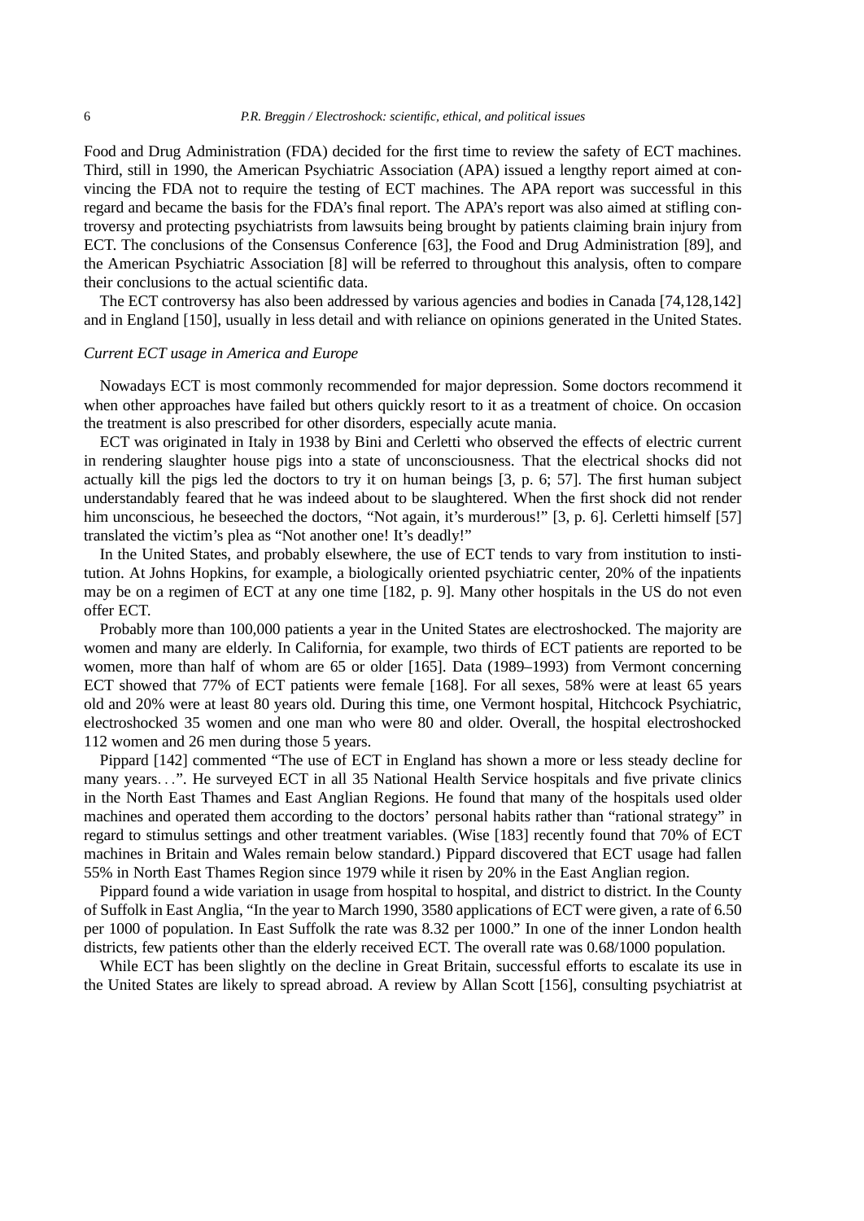Food and Drug Administration (FDA) decided for the first time to review the safety of ECT machines. Third, still in 1990, the American Psychiatric Association (APA) issued a lengthy report aimed at convincing the FDA not to require the testing of ECT machines. The APA report was successful in this regard and became the basis for the FDA's final report. The APA's report was also aimed at stifling controversy and protecting psychiatrists from lawsuits being brought by patients claiming brain injury from ECT. The conclusions of the Consensus Conference [63], the Food and Drug Administration [89], and the American Psychiatric Association [8] will be referred to throughout this analysis, often to compare their conclusions to the actual scientific data.

The ECT controversy has also been addressed by various agencies and bodies in Canada [74,128,142] and in England [150], usually in less detail and with reliance on opinions generated in the United States.

*Current ECT usage in America and Europe*

Nowadays ECT is most commonly recommended for major depression. Some doctors recommend it when other approaches have failed but others quickly resort to it as a treatment of choice. On occasion the treatment is also prescribed for other disorders, especially acute mania.

ECT was originated in Italy in 1938 by Bini and Cerletti who observed the effects of electric current in rendering slaughter house pigs into a state of unconsciousness. That the electrical shocks did not actually kill the pigs led the doctors to try it on human beings [3, p. 6; 57]. The first human subject understandably feared that he was indeed about to be slaughtered. When the first shock did not render him unconscious, he beseeched the doctors, "Not again, it's murderous!" [3, p. 6]. Cerletti himself [57] translated the victim's plea as "Not another one! It's deadly!"

In the United States, and probably elsewhere, the use of ECT tends to vary from institution to institution. At Johns Hopkins, for example, a biologically oriented psychiatric center, 20% of the inpatients may be on a regimen of ECT at any one time [182, p. 9]. Many other hospitals in the US do not even offer ECT.

Probably more than 100,000 patients a year in the United States are electroshocked. The majority are women and many are elderly. In California, for example, two thirds of ECT patients are reported to be women, more than half of whom are 65 or older [165]. Data (1989–1993) from Vermont concerning ECT showed that 77% of ECT patients were female [168]. For all sexes, 58% were at least 65 years old and 20% were at least 80 years old. During this time, one Vermont hospital, Hitchcock Psychiatric, electroshocked 35 women and one man who were 80 and older. Overall, the hospital electroshocked 112 women and 26 men during those 5 years.

Pippard [142] commented "The use of ECT in England has shown a more or less steady decline for many years...". He surveyed ECT in all 35 National Health Service hospitals and five private clinics in the North East Thames and East Anglian Regions. He found that many of the hospitals used older machines and operated them according to the doctors' personal habits rather than "rational strategy" in regard to stimulus settings and other treatment variables. (Wise [183] recently found that 70% of ECT machines in Britain and Wales remain below standard.) Pippard discovered that ECT usage had fallen 55% in North East Thames Region since 1979 while it risen by 20% in the East Anglian region.

Pippard found a wide variation in usage from hospital to hospital, and district to district. In the County of Suffolk in East Anglia, "In the year to March 1990, 3580 applications of ECT were given, a rate of 6.50 per 1000 of population. In East Suffolk the rate was 8.32 per 1000." In one of the inner London health districts, few patients other than the elderly received ECT. The overall rate was 0.68/1000 population.

While ECT has been slightly on the decline in Great Britain, successful efforts to escalate its use in the United States are likely to spread abroad. A review by Allan Scott [156], consulting psychiatrist at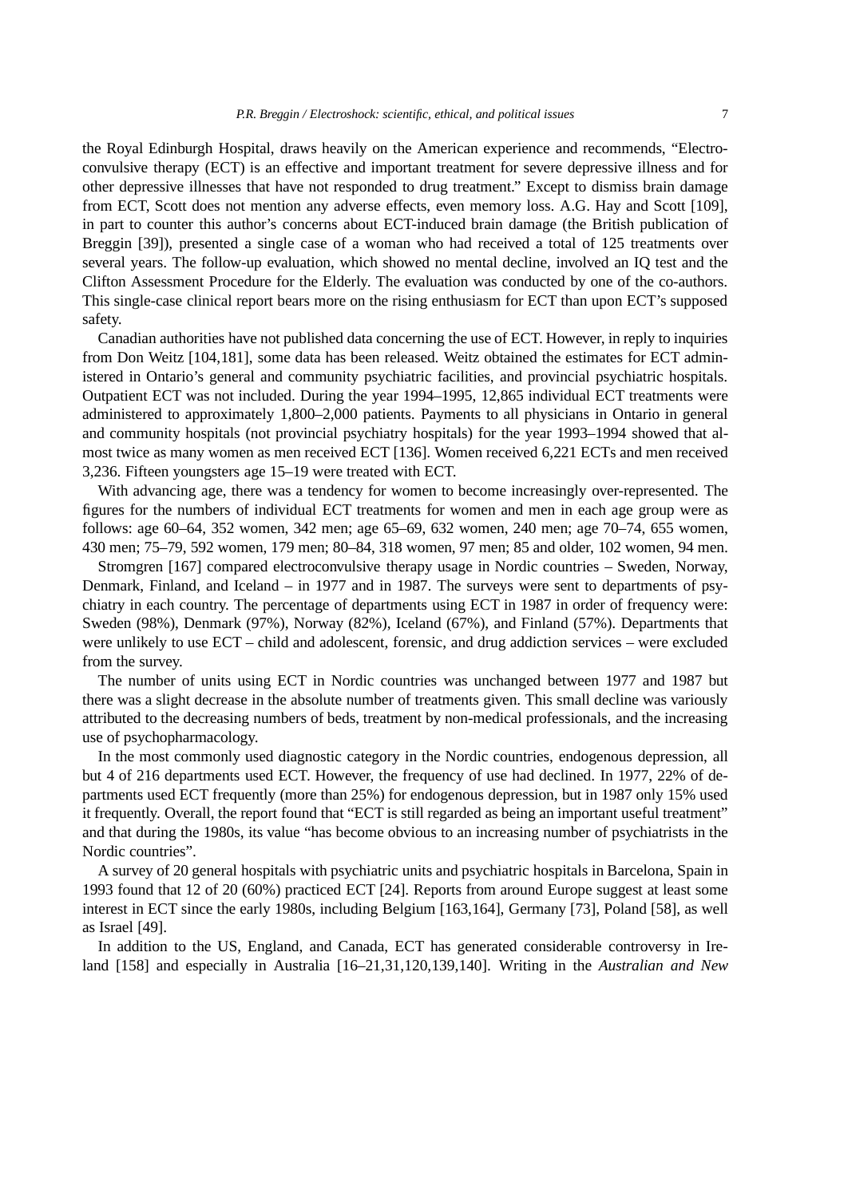the Royal Edinburgh Hospital, draws heavily on the American experience and recommends, "Electroconvulsive therapy (ECT) is an effective and important treatment for severe depressive illness and for other depressive illnesses that have not responded to drug treatment." Except to dismiss brain damage from ECT, Scott does not mention any adverse effects, even memory loss. A.G. Hay and Scott [109], in part to counter this author's concerns about ECT-induced brain damage (the British publication of Breggin [39]), presented a single case of a woman who had received a total of 125 treatments over several years. The follow-up evaluation, which showed no mental decline, involved an IQ test and the Clifton Assessment Procedure for the Elderly. The evaluation was conducted by one of the co-authors. This single-case clinical report bears more on the rising enthusiasm for ECT than upon ECT's supposed safety.

Canadian authorities have not published data concerning the use of ECT. However, in reply to inquiries from Don Weitz [104,181], some data has been released. Weitz obtained the estimates for ECT administered in Ontario's general and community psychiatric facilities, and provincial psychiatric hospitals. Outpatient ECT was not included. During the year 1994–1995, 12,865 individual ECT treatments were administered to approximately 1,800–2,000 patients. Payments to all physicians in Ontario in general and community hospitals (not provincial psychiatry hospitals) for the year 1993–1994 showed that almost twice as many women as men received ECT [136]. Women received 6,221 ECTs and men received 3,236. Fifteen youngsters age 15–19 were treated with ECT.

With advancing age, there was a tendency for women to become increasingly over-represented. The figures for the numbers of individual ECT treatments for women and men in each age group were as follows: age 60–64, 352 women, 342 men; age 65–69, 632 women, 240 men; age 70–74, 655 women, 430 men; 75–79, 592 women, 179 men; 80–84, 318 women, 97 men; 85 and older, 102 women, 94 men.

Stromgren [167] compared electroconvulsive therapy usage in Nordic countries – Sweden, Norway, Denmark, Finland, and Iceland – in 1977 and in 1987. The surveys were sent to departments of psychiatry in each country. The percentage of departments using ECT in 1987 in order of frequency were: Sweden (98%), Denmark (97%), Norway (82%), Iceland (67%), and Finland (57%). Departments that were unlikely to use ECT – child and adolescent, forensic, and drug addiction services – were excluded from the survey.

The number of units using ECT in Nordic countries was unchanged between 1977 and 1987 but there was a slight decrease in the absolute number of treatments given. This small decline was variously attributed to the decreasing numbers of beds, treatment by non-medical professionals, and the increasing use of psychopharmacology.

In the most commonly used diagnostic category in the Nordic countries, endogenous depression, all but 4 of 216 departments used ECT. However, the frequency of use had declined. In 1977, 22% of departments used ECT frequently (more than 25%) for endogenous depression, but in 1987 only 15% used it frequently. Overall, the report found that "ECT is still regarded as being an important useful treatment" and that during the 1980s, its value "has become obvious to an increasing number of psychiatrists in the Nordic countries".

A survey of 20 general hospitals with psychiatric units and psychiatric hospitals in Barcelona, Spain in 1993 found that 12 of 20 (60%) practiced ECT [24]. Reports from around Europe suggest at least some interest in ECT since the early 1980s, including Belgium [163,164], Germany [73], Poland [58], as well as Israel [49].

In addition to the US, England, and Canada, ECT has generated considerable controversy in Ireland [158] and especially in Australia [16–21,31,120,139,140]. Writing in the *Australian and New*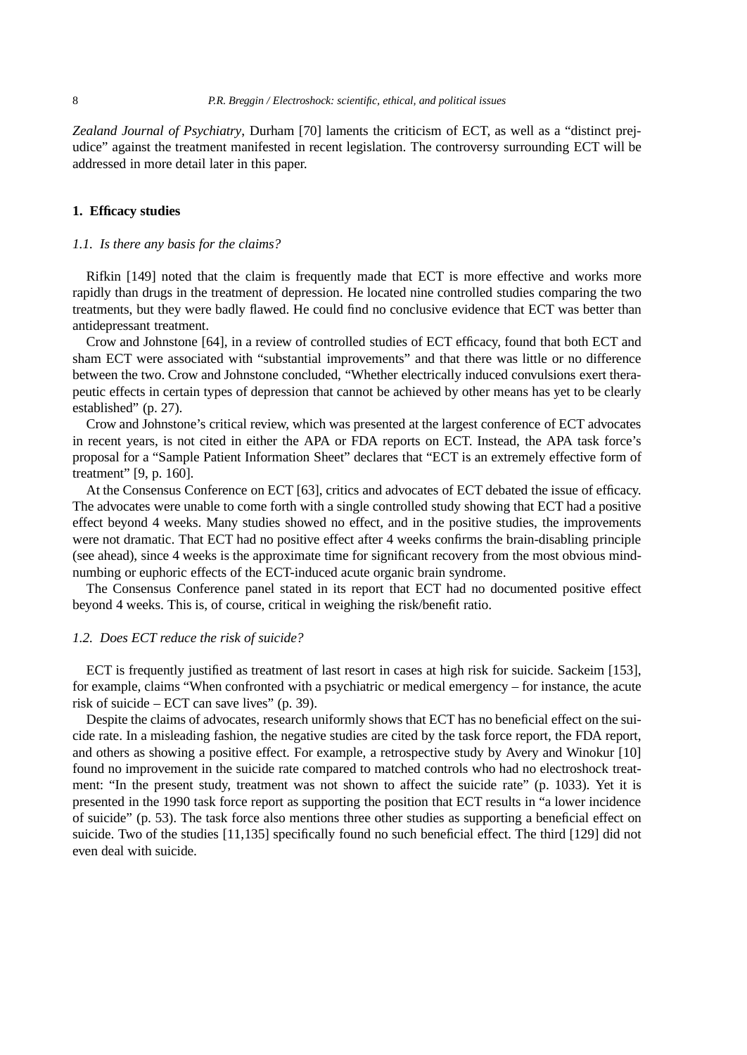*Zealand Journal of Psychiatry*, Durham [70] laments the criticism of ECT, as well as a "distinct prejudice" against the treatment manifested in recent legislation. The controversy surrounding ECT will be addressed in more detail later in this paper.

## 1. Efficacy studies

### *1.1. Is there any basis for the claims?*

Rifkin [149] noted that the claim is frequently made that ECT is more effective and works more rapidly than drugs in the treatment of depression. He located nine controlled studies comparing the two treatments, but they were badly flawed. He could find no conclusive evidence that ECT was better than antidepressant treatment.

Crow and Johnstone [64], in a review of controlled studies of ECT efficacy, found that both ECT and sham ECT were associated with "substantial improvements" and that there was little or no difference between the two. Crow and Johnstone concluded, "Whether electrically induced convulsions exert therapeutic effects in certain types of depression that cannot be achieved by other means has yet to be clearly established" (p. 27).

Crow and Johnstone's critical review, which was presented at the largest conference of ECT advocates in recent years, is not cited in either the APA or FDA reports on ECT. Instead, the APA task force's proposal for a "Sample Patient Information Sheet" declares that "ECT is an extremely effective form of treatment" [9, p. 160].

At the Consensus Conference on ECT [63], critics and advocates of ECT debated the issue of efficacy. The advocates were unable to come forth with a single controlled study showing that ECT had a positive effect beyond 4 weeks. Many studies showed no effect, and in the positive studies, the improvements were not dramatic. That ECT had no positive effect after 4 weeks confirms the brain-disabling principle (see ahead), since 4 weeks is the approximate time for significant recovery from the most obvious mind-numbing or euphoric effects of the ECT-induced acute organic brain syndrome.

The Consensus Conference panel stated in its report that ECT had no documented positive effect beyond 4 weeks. This is, of course, critical in weighing the risk/benefit ratio.

### *1.2. Does ECT reduce the risk of suicide?*

ECT is frequently justified as treatment of last resort in cases at high risk for suicide. Sackeim [153], for example, claims "When confronted with a psychiatric or medical emergency – for instance, the acute risk of suicide – ECT can save lives" (p. 39).

Despite the claims of advocates, research uniformly shows that ECT has no beneficial effect on the suicide rate. In a misleading fashion, the negative studies are cited by the task force report, the FDA report, and others as showing a positive effect. For example, a retrospective study by Avery and Winokur [10] found no improvement in the suicide rate compared to matched controls who had no electroshock treatment: "In the present study, treatment was not shown to affect the suicide rate" (p. 1033). Yet it is presented in the 1990 task force report as supporting the position that ECT results in "a lower incidence of suicide" (p. 53). The task force also mentions three other studies as supporting a beneficial effect on suicide. Two of the studies [11,135] specifically found no such beneficial effect. The third [129] did not even deal with suicide.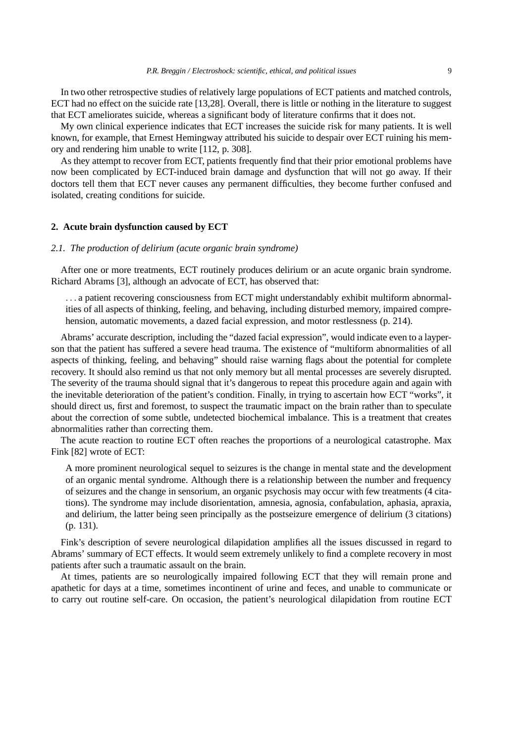In two other retrospective studies of relatively large populations of ECT patients and matched controls, ECT had no effect on the suicide rate [13,28]. Overall, there is little or nothing in the literature to suggest that ECT ameliorates suicide, whereas a significant body of literature confirms that it does not.

My own clinical experience indicates that ECT increases the suicide risk for many patients. It is well known, for example, that Ernest Hemingway attributed his suicide to despair over ECT ruining his memory and rendering him unable to write [112, p. 308].

As they attempt to recover from ECT, patients frequently find that their prior emotional problems have now been complicated by ECT-induced brain damage and dysfunction that will not go away. If their doctors tell them that ECT never causes any permanent difficulties, they become further confused and isolated, creating conditions for suicide.

## 2. Acute brain dysfunction caused by ECT

### *2.1. The production of delirium (acute organic brain syndrome)*

After one or more treatments, ECT routinely produces delirium or an acute organic brain syndrome. Richard Abrams [3], although an advocate of ECT, has observed that:

> . . . a patient recovering consciousness from ECT might understandably exhibit multiform abnormalities of all aspects of thinking, feeling, and behaving, including disturbed memory, impaired comprehension, automatic movements, a dazed facial expression, and motor restlessness (p. 214).

Abrams' accurate description, including the "dazed facial expression", would indicate even to a layperson that the patient has suffered a severe head trauma. The existence of "multiform abnormalities of all aspects of thinking, feeling, and behaving" should raise warning flags about the potential for complete recovery. It should also remind us that not only memory but all mental processes are severely disrupted. The severity of the trauma should signal that it's dangerous to repeat this procedure again and again with the inevitable deterioration of the patient's condition. Finally, in trying to ascertain how ECT "works", it should direct us, first and foremost, to suspect the traumatic impact on the brain rather than to speculate about the correction of some subtle, undetected biochemical imbalance. This is a treatment that creates abnormalities rather than correcting them.

The acute reaction to routine ECT often reaches the proportions of a neurological catastrophe. Max Fink [82] wrote of ECT:

> A more prominent neurological sequel to seizures is the change in mental state and the development of an organic mental syndrome. Although there is a relationship between the number and frequency of seizures and the change in sensorium, an organic psychosis may occur with few treatments (4 citations). The syndrome may include disorientation, amnesia, agnosia, confabulation, aphasia, apraxia, and delirium, the latter being seen principally as the postseizure emergence of delirium (3 citations) (p. 131).

Fink's description of severe neurological dilapidation amplifies all the issues discussed in regard to Abrams' summary of ECT effects. It would seem extremely unlikely to find a complete recovery in most patients after such a traumatic assault on the brain.

At times, patients are so neurologically impaired following ECT that they will remain prone and apathetic for days at a time, sometimes incontinent of urine and feces, and unable to communicate or to carry out routine self-care. On occasion, the patient's neurological dilapidation from routine ECT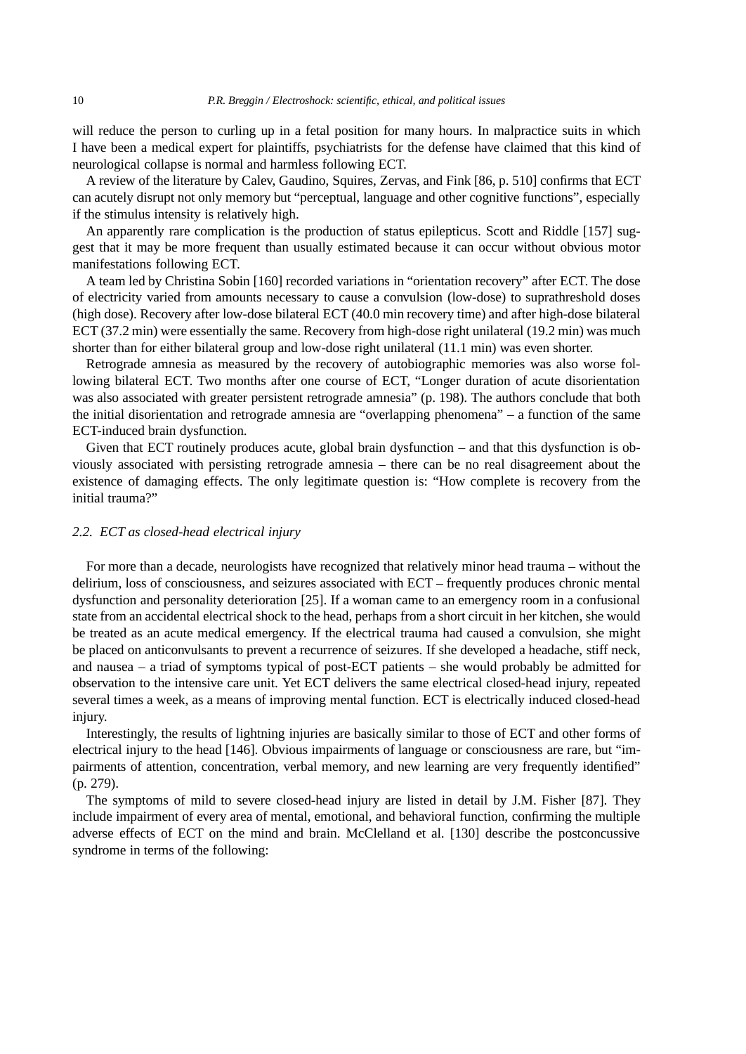will reduce the person to curling up in a fetal position for many hours. In malpractice suits in which I have been a medical expert for plaintiffs, psychiatrists for the defense have claimed that this kind of neurological collapse is normal and harmless following ECT.

A review of the literature by Calev, Gaudino, Squires, Zervas, and Fink [86, p. 510] confirms that ECT can acutely disrupt not only memory but "perceptual, language and other cognitive functions", especially if the stimulus intensity is relatively high.

An apparently rare complication is the production of status epilepticus. Scott and Riddle [157] suggest that it may be more frequent than usually estimated because it can occur without obvious motor manifestations following ECT.

A team led by Christina Sobin [160] recorded variations in "orientation recovery" after ECT. The dose of electricity varied from amounts necessary to cause a convulsion (low-dose) to suprathreshold doses (high dose). Recovery after low-dose bilateral ECT (40.0 min recovery time) and after high-dose bilateral ECT (37.2 min) were essentially the same. Recovery from high-dose right unilateral (19.2 min) was much shorter than for either bilateral group and low-dose right unilateral (11.1 min) was even shorter.

Retrograde amnesia as measured by the recovery of autobiographic memories was also worse following bilateral ECT. Two months after one course of ECT, "Longer duration of acute disorientation was also associated with greater persistent retrograde amnesia" (p. 198). The authors conclude that both the initial disorientation and retrograde amnesia are "overlapping phenomena" – a function of the same ECT-induced brain dysfunction.

Given that ECT routinely produces acute, global brain dysfunction – and that this dysfunction is obviously associated with persisting retrograde amnesia – there can be no real disagreement about the existence of damaging effects. The only legitimate question is: "How complete is recovery from the initial trauma?"

### *2.2. ECT as closed-head electrical injury*

For more than a decade, neurologists have recognized that relatively minor head trauma – without the delirium, loss of consciousness, and seizures associated with ECT – frequently produces chronic mental dysfunction and personality deterioration [25]. If a woman came to an emergency room in a confusional state from an accidental electrical shock to the head, perhaps from a short circuit in her kitchen, she would be treated as an acute medical emergency. If the electrical trauma had caused a convulsion, she might be placed on anticonvulsants to prevent a recurrence of seizures. If she developed a headache, stiff neck, and nausea – a triad of symptoms typical of post-ECT patients – she would probably be admitted for observation to the intensive care unit. Yet ECT delivers the same electrical closed-head injury, repeated several times a week, as a means of improving mental function. ECT is electrically induced closed-head injury.

Interestingly, the results of lightning injuries are basically similar to those of ECT and other forms of electrical injury to the head [146]. Obvious impairments of language or consciousness are rare, but "impairments of attention, concentration, verbal memory, and new learning are very frequently identified" (p. 279).

The symptoms of mild to severe closed-head injury are listed in detail by J.M. Fisher [87]. They include impairment of every area of mental, emotional, and behavioral function, confirming the multiple adverse effects of ECT on the mind and brain. McClelland et al. [130] describe the postconcussive syndrome in terms of the following: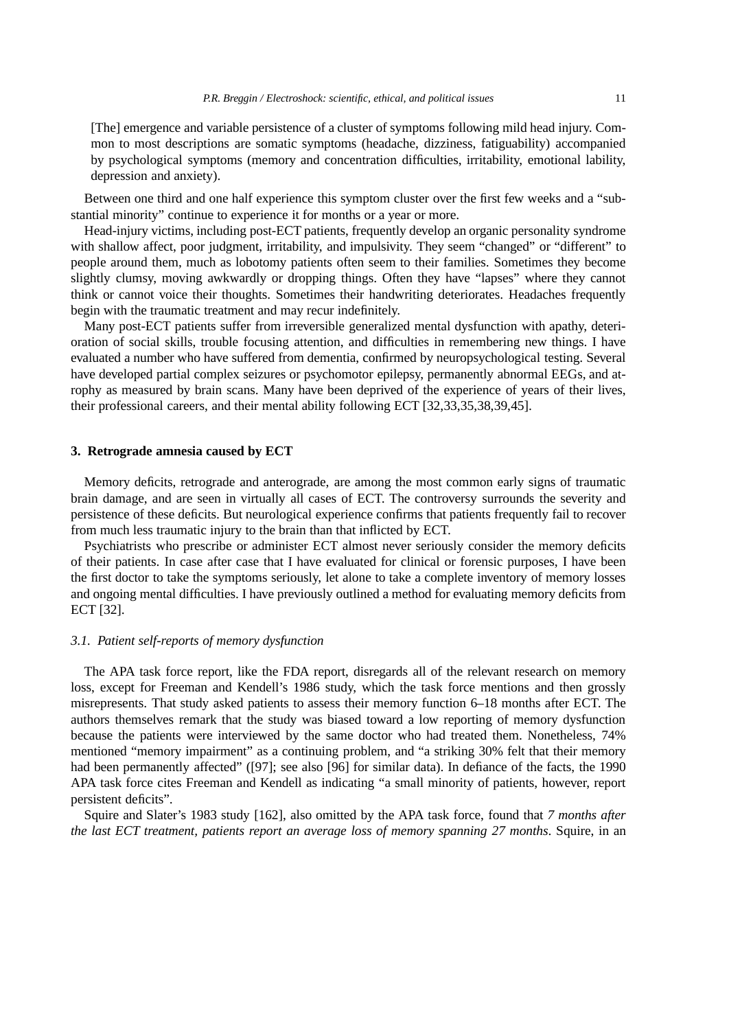> [The] emergence and variable persistence of a cluster of symptoms following mild head injury. Common to most descriptions are somatic symptoms (headache, dizziness, fatiguability) accompanied by psychological symptoms (memory and concentration difficulties, irritability, emotional lability, depression and anxiety).

Between one third and one half experience this symptom cluster over the first few weeks and a "substantial minority" continue to experience it for months or a year or more.

Head-injury victims, including post-ECT patients, frequently develop an organic personality syndrome with shallow affect, poor judgment, irritability, and impulsivity. They seem "changed" or "different" to people around them, much as lobotomy patients often seem to their families. Sometimes they become slightly clumsy, moving awkwardly or dropping things. Often they have "lapses" where they cannot think or cannot voice their thoughts. Sometimes their handwriting deteriorates. Headaches frequently begin with the traumatic treatment and may recur indefinitely.

Many post-ECT patients suffer from irreversible generalized mental dysfunction with apathy, deterioration of social skills, trouble focusing attention, and difficulties in remembering new things. I have evaluated a number who have suffered from dementia, confirmed by neuropsychological testing. Several have developed partial complex seizures or psychomotor epilepsy, permanently abnormal EEGs, and atrophy as measured by brain scans. Many have been deprived of the experience of years of their lives, their professional careers, and their mental ability following ECT [32,33,35,38,39,45].

## 3. Retrograde amnesia caused by ECT

Memory deficits, retrograde and anterograde, are among the most common early signs of traumatic brain damage, and are seen in virtually all cases of ECT. The controversy surrounds the severity and persistence of these deficits. But neurological experience confirms that patients frequently fail to recover from much less traumatic injury to the brain than that inflicted by ECT.

Psychiatrists who prescribe or administer ECT almost never seriously consider the memory deficits of their patients. In case after case that I have evaluated for clinical or forensic purposes, I have been the first doctor to take the symptoms seriously, let alone to take a complete inventory of memory losses and ongoing mental difficulties. I have previously outlined a method for evaluating memory deficits from ECT [32].

### *3.1. Patient self-reports of memory dysfunction*

The APA task force report, like the FDA report, disregards all of the relevant research on memory loss, except for Freeman and Kendell's 1986 study, which the task force mentions and then grossly misrepresents. That study asked patients to assess their memory function 6–18 months after ECT. The authors themselves remark that the study was biased toward a low reporting of memory dysfunction because the patients were interviewed by the same doctor who had treated them. Nonetheless, 74% mentioned "memory impairment" as a continuing problem, and "a striking 30% felt that their memory had been permanently affected" ([97]; see also [96] for similar data). In defiance of the facts, the 1990 APA task force cites Freeman and Kendell as indicating "a small minority of patients, however, report persistent deficits".

Squire and Slater's 1983 study [162], also omitted by the APA task force, found that *7 months after the last ECT treatment, patients report an average loss of memory spanning 27 months*. Squire, in an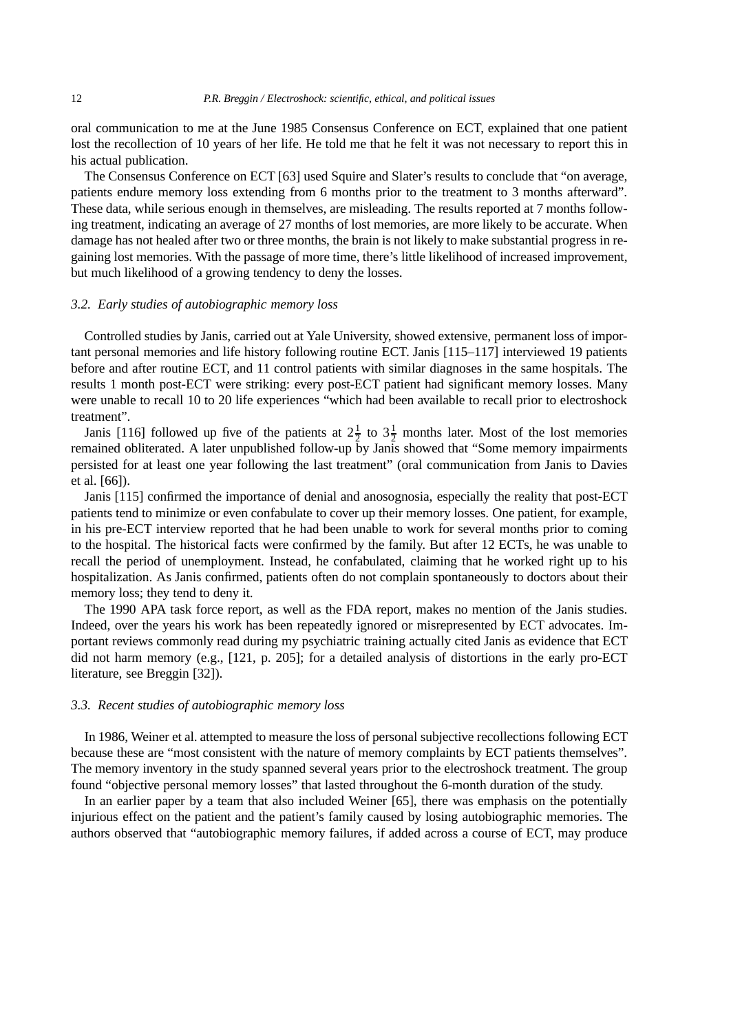oral communication to me at the June 1985 Consensus Conference on ECT, explained that one patient lost the recollection of 10 years of her life. He told me that he felt it was not necessary to report this in his actual publication.

The Consensus Conference on ECT [63] used Squire and Slater's results to conclude that "on average, patients endure memory loss extending from 6 months prior to the treatment to 3 months afterward". These data, while serious enough in themselves, are misleading. The results reported at 7 months following treatment, indicating an average of 27 months of lost memories, are more likely to be accurate. When damage has not healed after two or three months, the brain is not likely to make substantial progress in regaining lost memories. With the passage of more time, there's little likelihood of increased improvement, but much likelihood of a growing tendency to deny the losses.

### *3.2. Early studies of autobiographic memory loss*

Controlled studies by Janis, carried out at Yale University, showed extensive, permanent loss of important personal memories and life history following routine ECT. Janis [115–117] interviewed 19 patients before and after routine ECT, and 11 control patients with similar diagnoses in the same hospitals. The results 1 month post-ECT were striking: every post-ECT patient had significant memory losses. Many were unable to recall 10 to 20 life experiences "which had been available to recall prior to electroshock treatment".

Janis [116] followed up five of the patients at $2\frac{1}{2}$ to $3\frac{1}{2}$ months later. Most of the lost memories remained obliterated. A later unpublished follow-up by Janis showed that "Some memory impairments persisted for at least one year following the last treatment" (oral communication from Janis to Davies et al. [66]).

Janis [115] confirmed the importance of denial and anosognosia, especially the reality that post-ECT patients tend to minimize or even confabulate to cover up their memory losses. One patient, for example, in his pre-ECT interview reported that he had been unable to work for several months prior to coming to the hospital. The historical facts were confirmed by the family. But after 12 ECTs, he was unable to recall the period of unemployment. Instead, he confabulated, claiming that he worked right up to his hospitalization. As Janis confirmed, patients often do not complain spontaneously to doctors about their memory loss; they tend to deny it.

The 1990 APA task force report, as well as the FDA report, makes no mention of the Janis studies. Indeed, over the years his work has been repeatedly ignored or misrepresented by ECT advocates. Important reviews commonly read during my psychiatric training actually cited Janis as evidence that ECT did not harm memory (e.g., [121, p. 205]; for a detailed analysis of distortions in the early pro-ECT literature, see Breggin [32]).

### *3.3. Recent studies of autobiographic memory loss*

In 1986, Weiner et al. attempted to measure the loss of personal subjective recollections following ECT because these are "most consistent with the nature of memory complaints by ECT patients themselves". The memory inventory in the study spanned several years prior to the electroshock treatment. The group found "objective personal memory losses" that lasted throughout the 6-month duration of the study.

In an earlier paper by a team that also included Weiner [65], there was emphasis on the potentially injurious effect on the patient and the patient's family caused by losing autobiographic memories. The authors observed that "autobiographic memory failures, if added across a course of ECT, may produce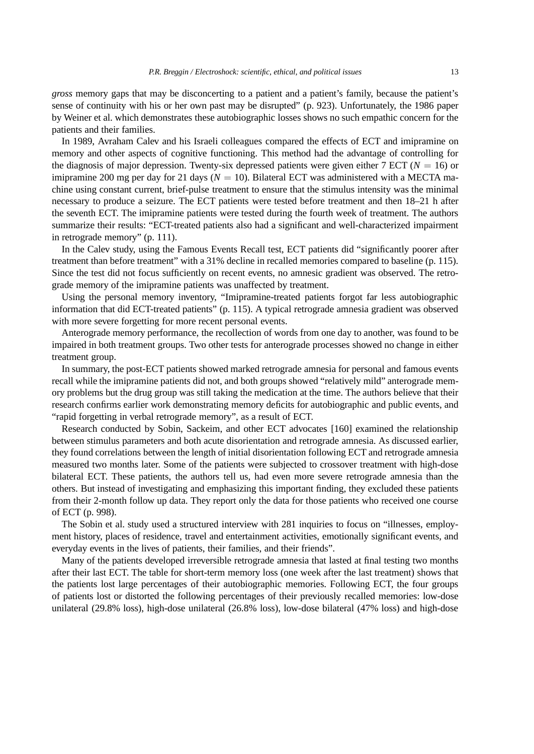*gross* memory gaps that may be disconcerting to a patient and a patient's family, because the patient's sense of continuity with his or her own past may be disrupted" (p. 923). Unfortunately, the 1986 paper by Weiner et al. which demonstrates these autobiographic losses shows no such empathic concern for the patients and their families.

In 1989, Avraham Calev and his Israeli colleagues compared the effects of ECT and imipramine on memory and other aspects of cognitive functioning. This method had the advantage of controlling for the diagnosis of major depression. Twenty-six depressed patients were given either 7 ECT ($N = 16$) or imipramine 200 mg per day for 21 days ($N = 10$). Bilateral ECT was administered with a MECTA machine using constant current, brief-pulse treatment to ensure that the stimulus intensity was the minimal necessary to produce a seizure. The ECT patients were tested before treatment and then 18–21 h after the seventh ECT. The imipramine patients were tested during the fourth week of treatment. The authors summarize their results: "ECT-treated patients also had a significant and well-characterized impairment in retrograde memory" (p. 111).

In the Calev study, using the Famous Events Recall test, ECT patients did "significantly poorer after treatment than before treatment" with a 31% decline in recalled memories compared to baseline (p. 115). Since the test did not focus sufficiently on recent events, no amnesic gradient was observed. The retrograde memory of the imipramine patients was unaffected by treatment.

Using the personal memory inventory, "Imipramine-treated patients forgot far less autobiographic information that did ECT-treated patients" (p. 115). A typical retrograde amnesia gradient was observed with more severe forgetting for more recent personal events.

Anterograde memory performance, the recollection of words from one day to another, was found to be impaired in both treatment groups. Two other tests for anterograde processes showed no change in either treatment group.

In summary, the post-ECT patients showed marked retrograde amnesia for personal and famous events recall while the imipramine patients did not, and both groups showed "relatively mild" anterograde memory problems but the drug group was still taking the medication at the time. The authors believe that their research confirms earlier work demonstrating memory deficits for autobiographic and public events, and "rapid forgetting in verbal retrograde memory", as a result of ECT.

Research conducted by Sobin, Sackeim, and other ECT advocates [160] examined the relationship between stimulus parameters and both acute disorientation and retrograde amnesia. As discussed earlier, they found correlations between the length of initial disorientation following ECT and retrograde amnesia measured two months later. Some of the patients were subjected to crossover treatment with high-dose bilateral ECT. These patients, the authors tell us, had even more severe retrograde amnesia than the others. But instead of investigating and emphasizing this important finding, they excluded these patients from their 2-month follow up data. They report only the data for those patients who received one course of ECT (p. 998).

The Sobin et al. study used a structured interview with 281 inquiries to focus on "illnesses, employment history, places of residence, travel and entertainment activities, emotionally significant events, and everyday events in the lives of patients, their families, and their friends".

Many of the patients developed irreversible retrograde amnesia that lasted at final testing two months after their last ECT. The table for short-term memory loss (one week after the last treatment) shows that the patients lost large percentages of their autobiographic memories. Following ECT, the four groups of patients lost or distorted the following percentages of their previously recalled memories: low-dose unilateral (29.8% loss), high-dose unilateral (26.8% loss), low-dose bilateral (47% loss) and high-dose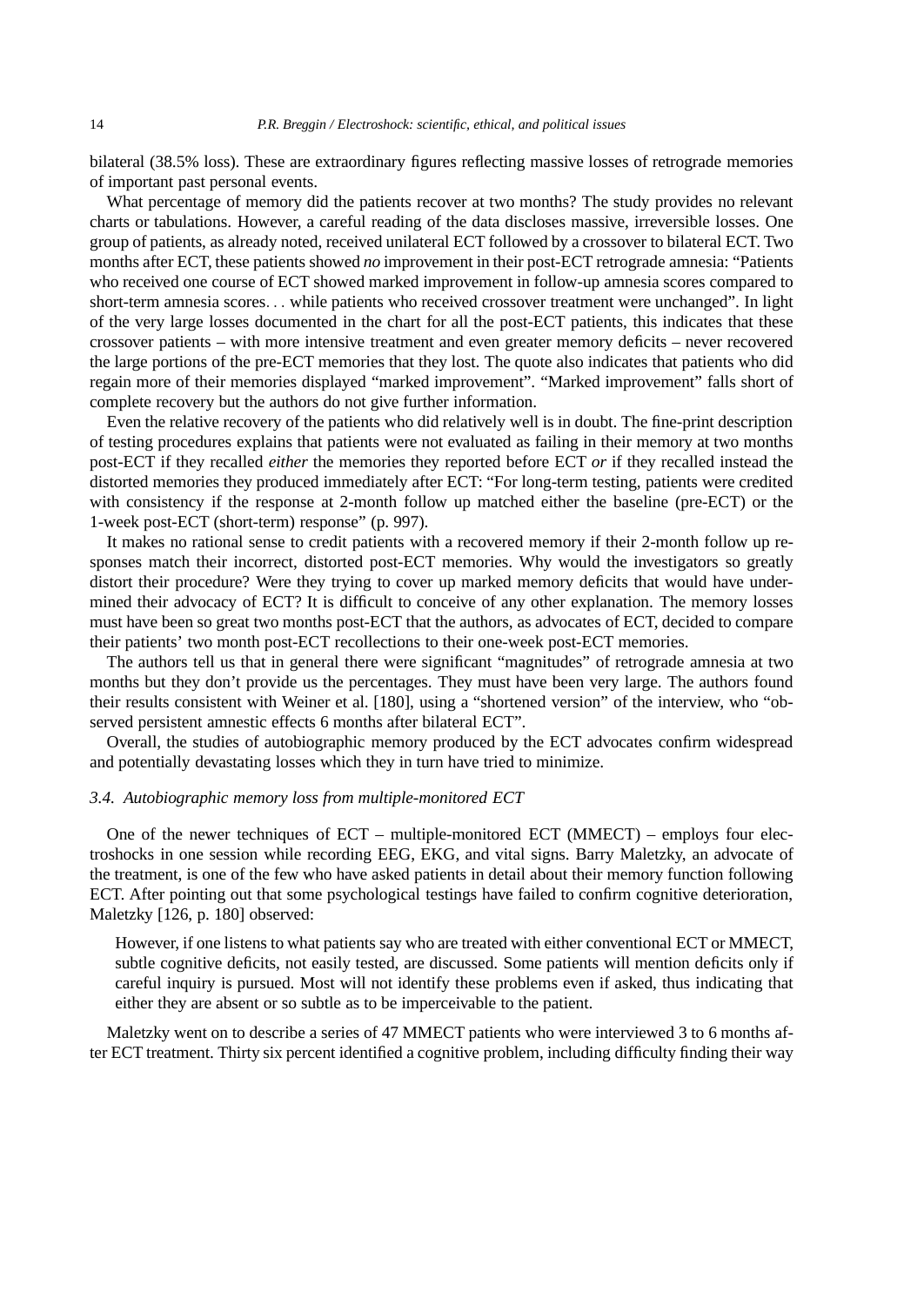bilateral (38.5% loss). These are extraordinary figures reflecting massive losses of retrograde memories of important past personal events.

What percentage of memory did the patients recover at two months? The study provides no relevant charts or tabulations. However, a careful reading of the data discloses massive, irreversible losses. One group of patients, as already noted, received unilateral ECT followed by a crossover to bilateral ECT. Two months after ECT, these patients showed *no* improvement in their post-ECT retrograde amnesia: "Patients who received one course of ECT showed marked improvement in follow-up amnesia scores compared to short-term amnesia scores. . . while patients who received crossover treatment were unchanged". In light of the very large losses documented in the chart for all the post-ECT patients, this indicates that these crossover patients – with more intensive treatment and even greater memory deficits – never recovered the large portions of the pre-ECT memories that they lost. The quote also indicates that patients who did regain more of their memories displayed "marked improvement". "Marked improvement" falls short of complete recovery but the authors do not give further information.

Even the relative recovery of the patients who did relatively well is in doubt. The fine-print description of testing procedures explains that patients were not evaluated as failing in their memory at two months post-ECT if they recalled *either* the memories they reported before ECT *or* if they recalled instead the distorted memories they produced immediately after ECT: "For long-term testing, patients were credited with consistency if the response at 2-month follow up matched either the baseline (pre-ECT) or the 1-week post-ECT (short-term) response" (p. 997).

It makes no rational sense to credit patients with a recovered memory if their 2-month follow up responses match their incorrect, distorted post-ECT memories. Why would the investigators so greatly distort their procedure? Were they trying to cover up marked memory deficits that would have undermined their advocacy of ECT? It is difficult to conceive of any other explanation. The memory losses must have been so great two months post-ECT that the authors, as advocates of ECT, decided to compare their patients' two month post-ECT recollections to their one-week post-ECT memories.

The authors tell us that in general there were significant "magnitudes" of retrograde amnesia at two months but they don't provide us the percentages. They must have been very large. The authors found their results consistent with Weiner et al. [180], using a "shortened version" of the interview, who "observed persistent amnestic effects 6 months after bilateral ECT".

Overall, the studies of autobiographic memory produced by the ECT advocates confirm widespread and potentially devastating losses which they in turn have tried to minimize.

### *3.4. Autobiographic memory loss from multiple-monitored ECT*

One of the newer techniques of ECT – multiple-monitored ECT (MMECT) – employs four electroshocks in one session while recording EEG, EKG, and vital signs. Barry Maletzky, an advocate of the treatment, is one of the few who have asked patients in detail about their memory function following ECT. After pointing out that some psychological testings have failed to confirm cognitive deterioration, Maletzky [126, p. 180] observed:

> However, if one listens to what patients say who are treated with either conventional ECT or MMECT, subtle cognitive deficits, not easily tested, are discussed. Some patients will mention deficits only if careful inquiry is pursued. Most will not identify these problems even if asked, thus indicating that either they are absent or so subtle as to be imperceivable to the patient.

Maletzky went on to describe a series of 47 MMECT patients who were interviewed 3 to 6 months after ECT treatment. Thirty six percent identified a cognitive problem, including difficulty finding their way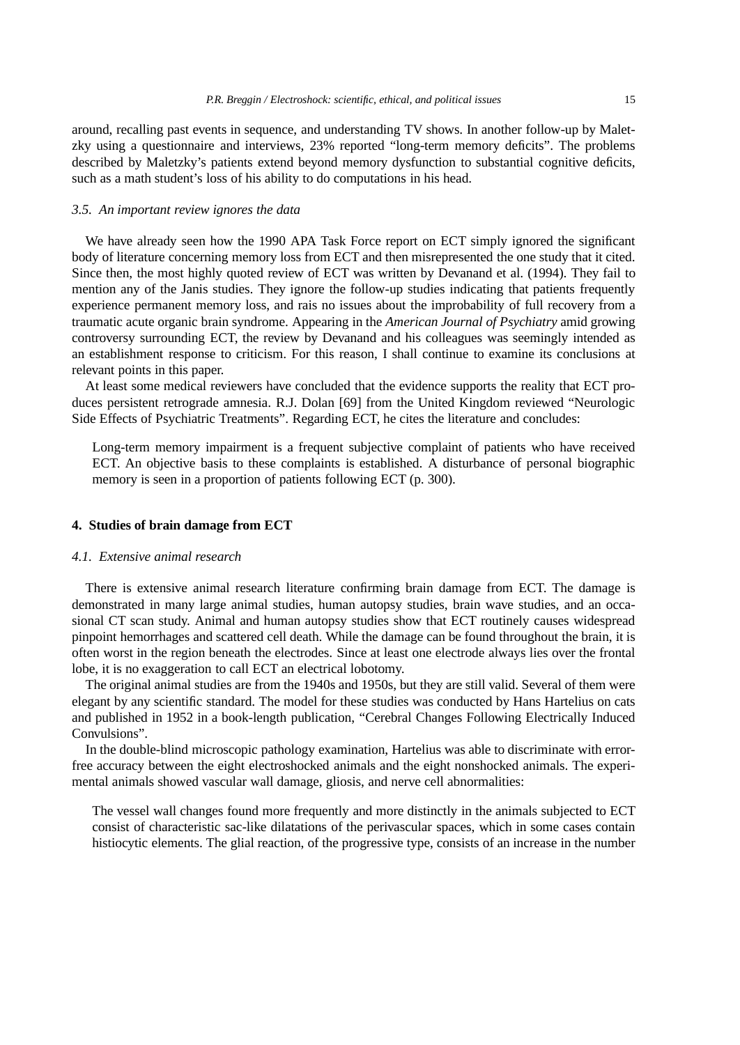around, recalling past events in sequence, and understanding TV shows. In another follow-up by Maletzky using a questionnaire and interviews, 23% reported "long-term memory deficits". The problems described by Maletzky's patients extend beyond memory dysfunction to substantial cognitive deficits, such as a math student's loss of his ability to do computations in his head.

### *3.5. An important review ignores the data*

We have already seen how the 1990 APA Task Force report on ECT simply ignored the significant body of literature concerning memory loss from ECT and then misrepresented the one study that it cited. Since then, the most highly quoted review of ECT was written by Devanand et al. (1994). They fail to mention any of the Janis studies. They ignore the follow-up studies indicating that patients frequently experience permanent memory loss, and rais no issues about the improbability of full recovery from a traumatic acute organic brain syndrome. Appearing in the *American Journal of Psychiatry* amid growing controversy surrounding ECT, the review by Devanand and his colleagues was seemingly intended as an establishment response to criticism. For this reason, I shall continue to examine its conclusions at relevant points in this paper.

At least some medical reviewers have concluded that the evidence supports the reality that ECT produces persistent retrograde amnesia. R.J. Dolan [69] from the United Kingdom reviewed "Neurologic Side Effects of Psychiatric Treatments". Regarding ECT, he cites the literature and concludes:

> Long-term memory impairment is a frequent subjective complaint of patients who have received ECT. An objective basis to these complaints is established. A disturbance of personal biographic memory is seen in a proportion of patients following ECT (p. 300).

## 4. Studies of brain damage from ECT

### *4.1. Extensive animal research*

There is extensive animal research literature confirming brain damage from ECT. The damage is demonstrated in many large animal studies, human autopsy studies, brain wave studies, and an occasional CT scan study. Animal and human autopsy studies show that ECT routinely causes widespread pinpoint hemorrhages and scattered cell death. While the damage can be found throughout the brain, it is often worst in the region beneath the electrodes. Since at least one electrode always lies over the frontal lobe, it is no exaggeration to call ECT an electrical lobotomy.

The original animal studies are from the 1940s and 1950s, but they are still valid. Several of them were elegant by any scientific standard. The model for these studies was conducted by Hans Hartelius on cats and published in 1952 in a book-length publication, "Cerebral Changes Following Electrically Induced Convulsions".

In the double-blind microscopic pathology examination, Hartelius was able to discriminate with error-free accuracy between the eight electroshocked animals and the eight nonshocked animals. The experimental animals showed vascular wall damage, gliosis, and nerve cell abnormalities:

> The vessel wall changes found more frequently and more distinctly in the animals subjected to ECT consist of characteristic sac-like dilatations of the perivascular spaces, which in some cases contain histiocytic elements. The glial reaction, of the progressive type, consists of an increase in the number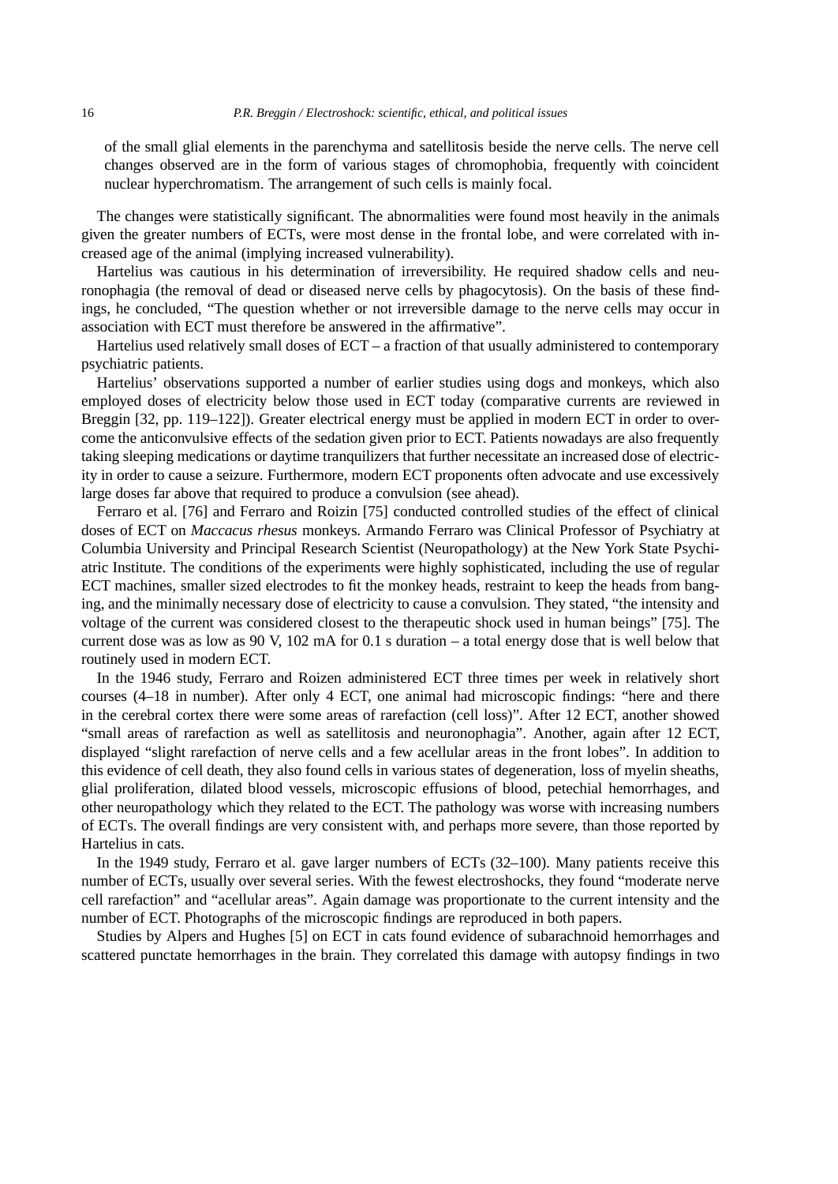of the small glial elements in the parenchyma and satellitosis beside the nerve cells. The nerve cell changes observed are in the form of various stages of chromophobia, frequently with coincident nuclear hyperchromatism. The arrangement of such cells is mainly focal.

The changes were statistically significant. The abnormalities were found most heavily in the animals given the greater numbers of ECTs, were most dense in the frontal lobe, and were correlated with increased age of the animal (implying increased vulnerability).

Hartelius was cautious in his determination of irreversibility. He required shadow cells and neuronophagia (the removal of dead or diseased nerve cells by phagocytosis). On the basis of these findings, he concluded, "The question whether or not irreversible damage to the nerve cells may occur in association with ECT must therefore be answered in the affirmative".

Hartelius used relatively small doses of ECT – a fraction of that usually administered to contemporary psychiatric patients.

Hartelius' observations supported a number of earlier studies using dogs and monkeys, which also employed doses of electricity below those used in ECT today (comparative currents are reviewed in Breggin [32, pp. 119–122]). Greater electrical energy must be applied in modern ECT in order to overcome the anticonvulsive effects of the sedation given prior to ECT. Patients nowadays are also frequently taking sleeping medications or daytime tranquilizers that further necessitate an increased dose of electricity in order to cause a seizure. Furthermore, modern ECT proponents often advocate and use excessively large doses far above that required to produce a convulsion (see ahead).

Ferraro et al. [76] and Ferraro and Roizin [75] conducted controlled studies of the effect of clinical doses of ECT on *Maccacus rhesus* monkeys. Armando Ferraro was Clinical Professor of Psychiatry at Columbia University and Principal Research Scientist (Neuropathology) at the New York State Psychiatric Institute. The conditions of the experiments were highly sophisticated, including the use of regular ECT machines, smaller sized electrodes to fit the monkey heads, restraint to keep the heads from banging, and the minimally necessary dose of electricity to cause a convulsion. They stated, "the intensity and voltage of the current was considered closest to the therapeutic shock used in human beings" [75]. The current dose was as low as 90 V, 102 mA for 0.1 s duration – a total energy dose that is well below that routinely used in modern ECT.

In the 1946 study, Ferraro and Roizen administered ECT three times per week in relatively short courses (4–18 in number). After only 4 ECT, one animal had microscopic findings: "here and there in the cerebral cortex there were some areas of rarefaction (cell loss)". After 12 ECT, another showed "small areas of rarefaction as well as satellitosis and neuronophagia". Another, again after 12 ECT, displayed "slight rarefaction of nerve cells and a few acellular areas in the front lobes". In addition to this evidence of cell death, they also found cells in various states of degeneration, loss of myelin sheaths, glial proliferation, dilated blood vessels, microscopic effusions of blood, petechial hemorrhages, and other neuropathology which they related to the ECT. The pathology was worse with increasing numbers of ECTs. The overall findings are very consistent with, and perhaps more severe, than those reported by Hartelius in cats.

In the 1949 study, Ferraro et al. gave larger numbers of ECTs (32–100). Many patients receive this number of ECTs, usually over several series. With the fewest electroshocks, they found "moderate nerve cell rarefaction" and "acellular areas". Again damage was proportionate to the current intensity and the number of ECT. Photographs of the microscopic findings are reproduced in both papers.

Studies by Alpers and Hughes [5] on ECT in cats found evidence of subarachnoid hemorrhages and scattered punctate hemorrhages in the brain. They correlated this damage with autopsy findings in two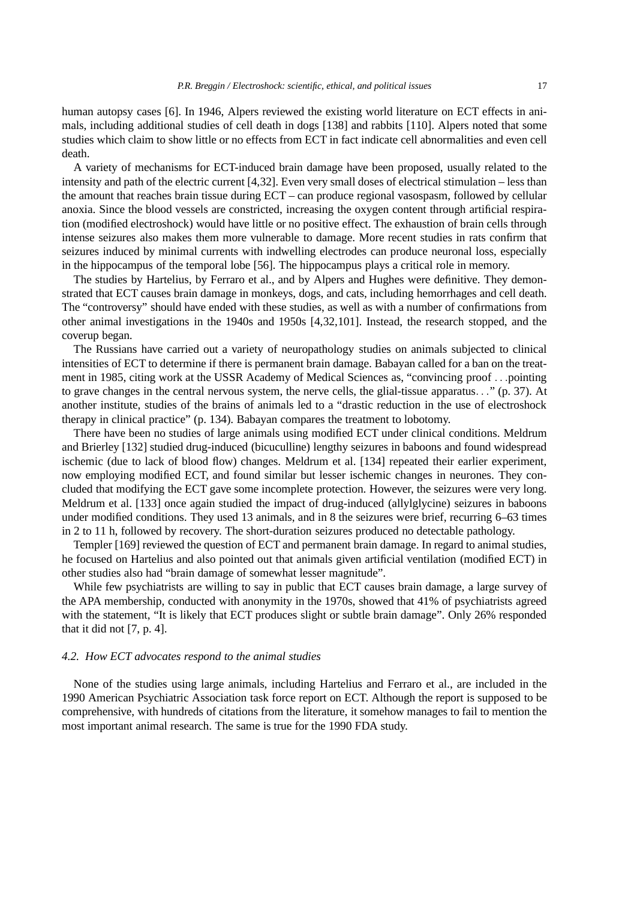human autopsy cases [6]. In 1946, Alpers reviewed the existing world literature on ECT effects in animals, including additional studies of cell death in dogs [138] and rabbits [110]. Alpers noted that some studies which claim to show little or no effects from ECT in fact indicate cell abnormalities and even cell death.

A variety of mechanisms for ECT-induced brain damage have been proposed, usually related to the intensity and path of the electric current [4,32]. Even very small doses of electrical stimulation – less than the amount that reaches brain tissue during ECT – can produce regional vasospasm, followed by cellular anoxia. Since the blood vessels are constricted, increasing the oxygen content through artificial respiration (modified electroshock) would have little or no positive effect. The exhaustion of brain cells through intense seizures also makes them more vulnerable to damage. More recent studies in rats confirm that seizures induced by minimal currents with indwelling electrodes can produce neuronal loss, especially in the hippocampus of the temporal lobe [56]. The hippocampus plays a critical role in memory.

The studies by Hartelius, by Ferraro et al., and by Alpers and Hughes were definitive. They demonstrated that ECT causes brain damage in monkeys, dogs, and cats, including hemorrhages and cell death. The "controversy" should have ended with these studies, as well as with a number of confirmations from other animal investigations in the 1940s and 1950s [4,32,101]. Instead, the research stopped, and the coverup began.

The Russians have carried out a variety of neuropathology studies on animals subjected to clinical intensities of ECT to determine if there is permanent brain damage. Babayan called for a ban on the treatment in 1985, citing work at the USSR Academy of Medical Sciences as, "convincing proof . . .pointing to grave changes in the central nervous system, the nerve cells, the glial-tissue apparatus. . ." (p. 37). At another institute, studies of the brains of animals led to a "drastic reduction in the use of electroshock therapy in clinical practice" (p. 134). Babayan compares the treatment to lobotomy.

There have been no studies of large animals using modified ECT under clinical conditions. Meldrum and Brierley [132] studied drug-induced (bicuculline) lengthy seizures in baboons and found widespread ischemic (due to lack of blood flow) changes. Meldrum et al. [134] repeated their earlier experiment, now employing modified ECT, and found similar but lesser ischemic changes in neurones. They concluded that modifying the ECT gave some incomplete protection. However, the seizures were very long. Meldrum et al. [133] once again studied the impact of drug-induced (allylglycine) seizures in baboons under modified conditions. They used 13 animals, and in 8 the seizures were brief, recurring 6–63 times in 2 to 11 h, followed by recovery. The short-duration seizures produced no detectable pathology.

Templer [169] reviewed the question of ECT and permanent brain damage. In regard to animal studies, he focused on Hartelius and also pointed out that animals given artificial ventilation (modified ECT) in other studies also had "brain damage of somewhat lesser magnitude".

While few psychiatrists are willing to say in public that ECT causes brain damage, a large survey of the APA membership, conducted with anonymity in the 1970s, showed that 41% of psychiatrists agreed with the statement, "It is likely that ECT produces slight or subtle brain damage". Only 26% responded that it did not [7, p. 4].

### *4.2. How ECT advocates respond to the animal studies*

None of the studies using large animals, including Hartelius and Ferraro et al., are included in the 1990 American Psychiatric Association task force report on ECT. Although the report is supposed to be comprehensive, with hundreds of citations from the literature, it somehow manages to fail to mention the most important animal research. The same is true for the 1990 FDA study.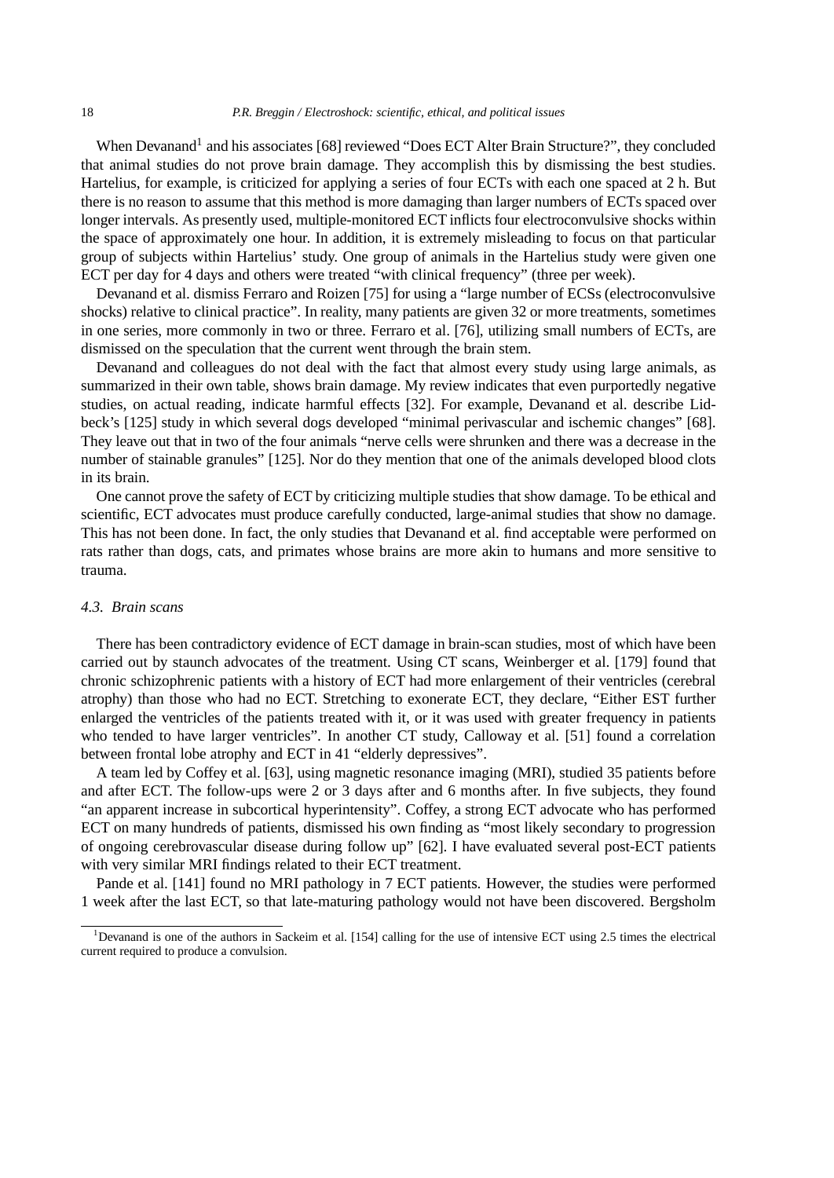When Devanand[1] and his associates [68] reviewed "Does ECT Alter Brain Structure?", they concluded that animal studies do not prove brain damage. They accomplish this by dismissing the best studies. Hartelius, for example, is criticized for applying a series of four ECTs with each one spaced at 2 h. But there is no reason to assume that this method is more damaging than larger numbers of ECTs spaced over longer intervals. As presently used, multiple-monitored ECT inflicts four electroconvulsive shocks within the space of approximately one hour. In addition, it is extremely misleading to focus on that particular group of subjects within Hartelius' study. One group of animals in the Hartelius study were given one ECT per day for 4 days and others were treated "with clinical frequency" (three per week).

Devanand et al. dismiss Ferraro and Roizen [75] for using a "large number of ECSs (electroconvulsive shocks) relative to clinical practice". In reality, many patients are given 32 or more treatments, sometimes in one series, more commonly in two or three. Ferraro et al. [76], utilizing small numbers of ECTs, are dismissed on the speculation that the current went through the brain stem.

Devanand and colleagues do not deal with the fact that almost every study using large animals, as summarized in their own table, shows brain damage. My review indicates that even purportedly negative studies, on actual reading, indicate harmful effects [32]. For example, Devanand et al. describe Lidbeck's [125] study in which several dogs developed "minimal perivascular and ischemic changes" [68]. They leave out that in two of the four animals "nerve cells were shrunken and there was a decrease in the number of stainable granules" [125]. Nor do they mention that one of the animals developed blood clots in its brain.

One cannot prove the safety of ECT by criticizing multiple studies that show damage. To be ethical and scientific, ECT advocates must produce carefully conducted, large-animal studies that show no damage. This has not been done. In fact, the only studies that Devanand et al. find acceptable were performed on rats rather than dogs, cats, and primates whose brains are more akin to humans and more sensitive to trauma.

### *4.3. Brain scans*

There has been contradictory evidence of ECT damage in brain-scan studies, most of which have been carried out by staunch advocates of the treatment. Using CT scans, Weinberger et al. [179] found that chronic schizophrenic patients with a history of ECT had more enlargement of their ventricles (cerebral atrophy) than those who had no ECT. Stretching to exonerate ECT, they declare, "Either EST further enlarged the ventricles of the patients treated with it, or it was used with greater frequency in patients who tended to have larger ventricles". In another CT study, Calloway et al. [51] found a correlation between frontal lobe atrophy and ECT in 41 "elderly depressives".

A team led by Coffey et al. [63], using magnetic resonance imaging (MRI), studied 35 patients before and after ECT. The follow-ups were 2 or 3 days after and 6 months after. In five subjects, they found "an apparent increase in subcortical hyperintensity". Coffey, a strong ECT advocate who has performed ECT on many hundreds of patients, dismissed his own finding as "most likely secondary to progression of ongoing cerebrovascular disease during follow up" [62]. I have evaluated several post-ECT patients with very similar MRI findings related to their ECT treatment.

Pande et al. [141] found no MRI pathology in 7 ECT patients. However, the studies were performed 1 week after the last ECT, so that late-maturing pathology would not have been discovered. Bergsholm

[1] Devanand is one of the authors in Sackeim et al. [154] calling for the use of intensive ECT using 2.5 times the electrical current required to produce a convulsion.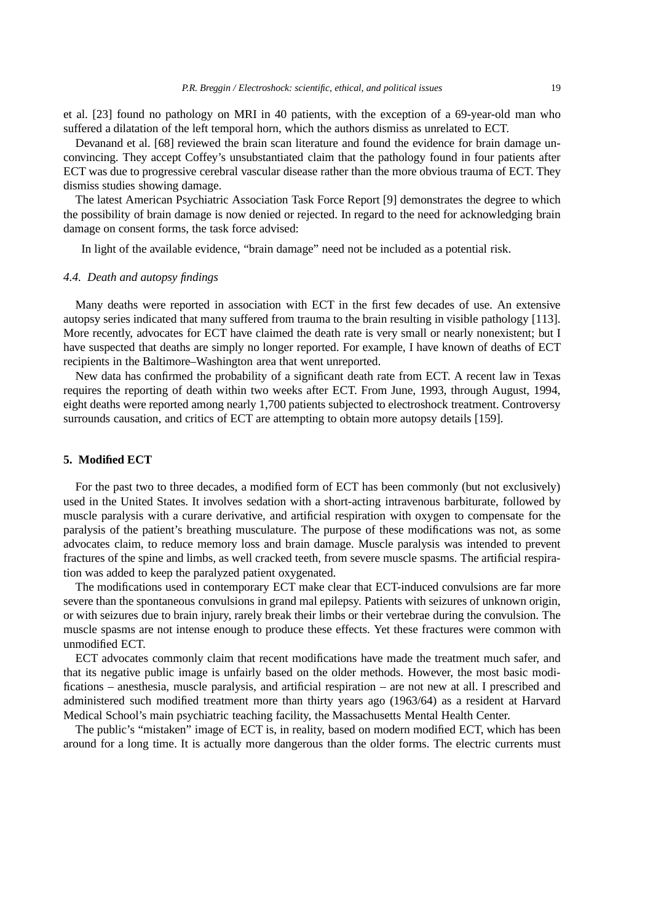et al. [23] found no pathology on MRI in 40 patients, with the exception of a 69-year-old man who suffered a dilatation of the left temporal horn, which the authors dismiss as unrelated to ECT.

Devanand et al. [68] reviewed the brain scan literature and found the evidence for brain damage unconvincing. They accept Coffey's unsubstantiated claim that the pathology found in four patients after ECT was due to progressive cerebral vascular disease rather than the more obvious trauma of ECT. They dismiss studies showing damage.

The latest American Psychiatric Association Task Force Report [9] demonstrates the degree to which the possibility of brain damage is now denied or rejected. In regard to the need for acknowledging brain damage on consent forms, the task force advised:

> In light of the available evidence, "brain damage" need not be included as a potential risk.

### *4.4. Death and autopsy findings*

Many deaths were reported in association with ECT in the first few decades of use. An extensive autopsy series indicated that many suffered from trauma to the brain resulting in visible pathology [113]. More recently, advocates for ECT have claimed the death rate is very small or nearly nonexistent; but I have suspected that deaths are simply no longer reported. For example, I have known of deaths of ECT recipients in the Baltimore–Washington area that went unreported.

New data has confirmed the probability of a significant death rate from ECT. A recent law in Texas requires the reporting of death within two weeks after ECT. From June, 1993, through August, 1994, eight deaths were reported among nearly 1,700 patients subjected to electroshock treatment. Controversy surrounds causation, and critics of ECT are attempting to obtain more autopsy details [159].

## **5. Modified ECT**

For the past two to three decades, a modified form of ECT has been commonly (but not exclusively) used in the United States. It involves sedation with a short-acting intravenous barbiturate, followed by muscle paralysis with a curare derivative, and artificial respiration with oxygen to compensate for the paralysis of the patient's breathing musculature. The purpose of these modifications was not, as some advocates claim, to reduce memory loss and brain damage. Muscle paralysis was intended to prevent fractures of the spine and limbs, as well cracked teeth, from severe muscle spasms. The artificial respiration was added to keep the paralyzed patient oxygenated.

The modifications used in contemporary ECT make clear that ECT-induced convulsions are far more severe than the spontaneous convulsions in grand mal epilepsy. Patients with seizures of unknown origin, or with seizures due to brain injury, rarely break their limbs or their vertebrae during the convulsion. The muscle spasms are not intense enough to produce these effects. Yet these fractures were common with unmodified ECT.

ECT advocates commonly claim that recent modifications have made the treatment much safer, and that its negative public image is unfairly based on the older methods. However, the most basic modifications – anesthesia, muscle paralysis, and artificial respiration – are not new at all. I prescribed and administered such modified treatment more than thirty years ago (1963/64) as a resident at Harvard Medical School's main psychiatric teaching facility, the Massachusetts Mental Health Center.

The public's "mistaken" image of ECT is, in reality, based on modern modified ECT, which has been around for a long time. It is actually more dangerous than the older forms. The electric currents must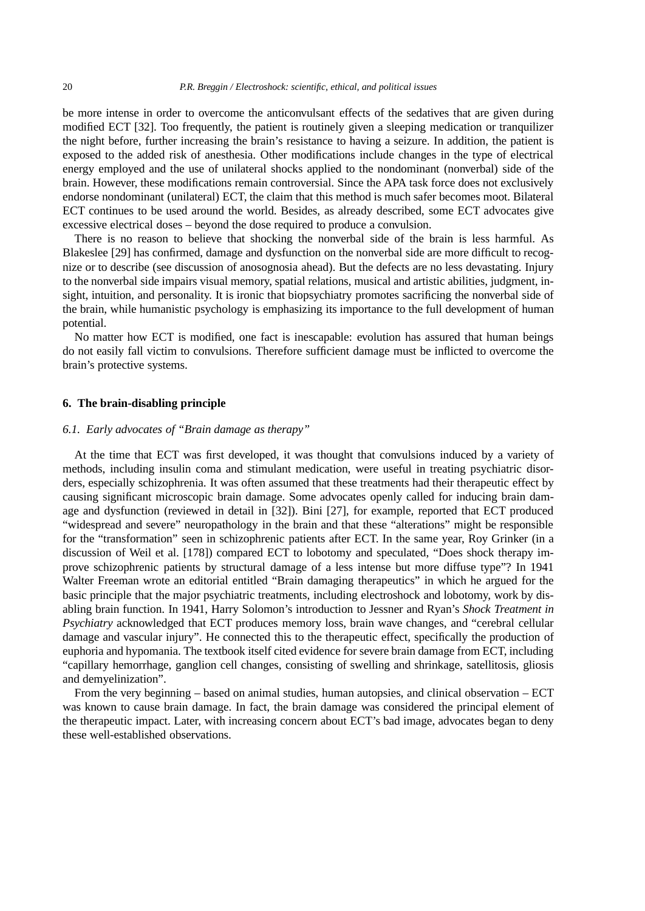be more intense in order to overcome the anticonvulsant effects of the sedatives that are given during modified ECT [32]. Too frequently, the patient is routinely given a sleeping medication or tranquilizer the night before, further increasing the brain's resistance to having a seizure. In addition, the patient is exposed to the added risk of anesthesia. Other modifications include changes in the type of electrical energy employed and the use of unilateral shocks applied to the nondominant (nonverbal) side of the brain. However, these modifications remain controversial. Since the APA task force does not exclusively endorse nondominant (unilateral) ECT, the claim that this method is much safer becomes moot. Bilateral ECT continues to be used around the world. Besides, as already described, some ECT advocates give excessive electrical doses – beyond the dose required to produce a convulsion.

There is no reason to believe that shocking the nonverbal side of the brain is less harmful. As Blakeslee [29] has confirmed, damage and dysfunction on the nonverbal side are more difficult to recognize or to describe (see discussion of anosognosia ahead). But the defects are no less devastating. Injury to the nonverbal side impairs visual memory, spatial relations, musical and artistic abilities, judgment, insight, intuition, and personality. It is ironic that biopsychiatry promotes sacrificing the nonverbal side of the brain, while humanistic psychology is emphasizing its importance to the full development of human potential.

No matter how ECT is modified, one fact is inescapable: evolution has assured that human beings do not easily fall victim to convulsions. Therefore sufficient damage must be inflicted to overcome the brain's protective systems.

## 6. The brain-disabling principle

### *6.1. Early advocates of "Brain damage as therapy"*

At the time that ECT was first developed, it was thought that convulsions induced by a variety of methods, including insulin coma and stimulant medication, were useful in treating psychiatric disorders, especially schizophrenia. It was often assumed that these treatments had their therapeutic effect by causing significant microscopic brain damage. Some advocates openly called for inducing brain damage and dysfunction (reviewed in detail in [32]). Bini [27], for example, reported that ECT produced "widespread and severe" neuropathology in the brain and that these "alterations" might be responsible for the "transformation" seen in schizophrenic patients after ECT. In the same year, Roy Grinker (in a discussion of Weil et al. [178]) compared ECT to lobotomy and speculated, "Does shock therapy improve schizophrenic patients by structural damage of a less intense but more diffuse type"? In 1941 Walter Freeman wrote an editorial entitled "Brain damaging therapeutics" in which he argued for the basic principle that the major psychiatric treatments, including electroshock and lobotomy, work by disabling brain function. In 1941, Harry Solomon's introduction to Jessner and Ryan's *Shock Treatment in Psychiatry* acknowledged that ECT produces memory loss, brain wave changes, and "cerebral cellular damage and vascular injury". He connected this to the therapeutic effect, specifically the production of euphoria and hypomania. The textbook itself cited evidence for severe brain damage from ECT, including "capillary hemorrhage, ganglion cell changes, consisting of swelling and shrinkage, satellitosis, gliosis and demyelinization".

From the very beginning – based on animal studies, human autopsies, and clinical observation – ECT was known to cause brain damage. In fact, the brain damage was considered the principal element of the therapeutic impact. Later, with increasing concern about ECT's bad image, advocates began to deny these well-established observations.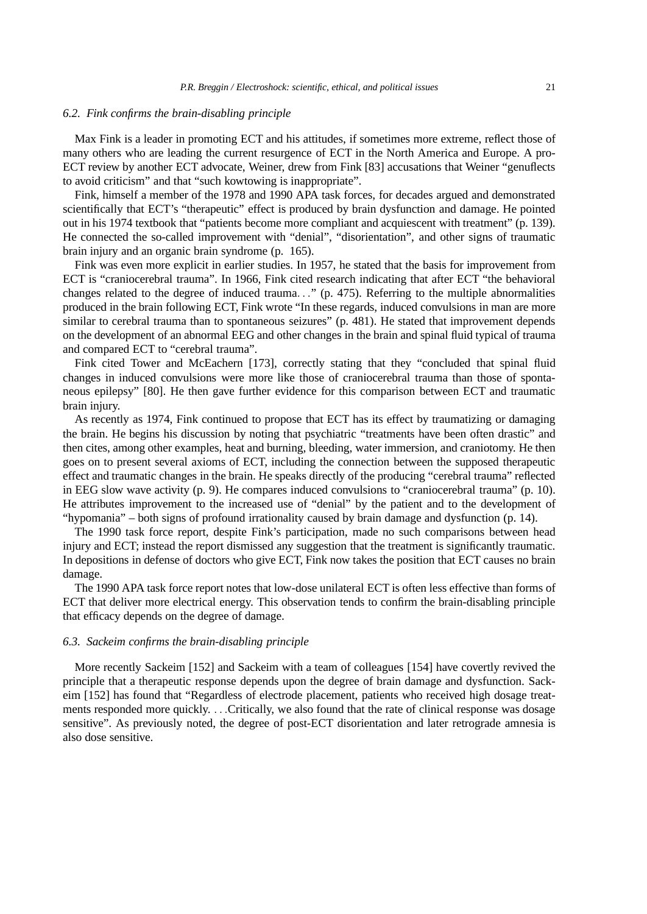### *6.2. Fink confirms the brain-disabling principle*

Max Fink is a leader in promoting ECT and his attitudes, if sometimes more extreme, reflect those of many others who are leading the current resurgence of ECT in the North America and Europe. A pro-ECT review by another ECT advocate, Weiner, drew from Fink [83] accusations that Weiner "genuflects to avoid criticism" and that "such kowtowing is inappropriate".

Fink, himself a member of the 1978 and 1990 APA task forces, for decades argued and demonstrated scientifically that ECT's "therapeutic" effect is produced by brain dysfunction and damage. He pointed out in his 1974 textbook that "patients become more compliant and acquiescent with treatment" (p. 139). He connected the so-called improvement with "denial", "disorientation", and other signs of traumatic brain injury and an organic brain syndrome (p. 165).

Fink was even more explicit in earlier studies. In 1957, he stated that the basis for improvement from ECT is "craniocerebral trauma". In 1966, Fink cited research indicating that after ECT "the behavioral changes related to the degree of induced trauma..." (p. 475). Referring to the multiple abnormalities produced in the brain following ECT, Fink wrote "In these regards, induced convulsions in man are more similar to cerebral trauma than to spontaneous seizures" (p. 481). He stated that improvement depends on the development of an abnormal EEG and other changes in the brain and spinal fluid typical of trauma and compared ECT to "cerebral trauma".

Fink cited Tower and McEachern [173], correctly stating that they "concluded that spinal fluid changes in induced convulsions were more like those of craniocerebral trauma than those of spontaneous epilepsy" [80]. He then gave further evidence for this comparison between ECT and traumatic brain injury.

As recently as 1974, Fink continued to propose that ECT has its effect by traumatizing or damaging the brain. He begins his discussion by noting that psychiatric "treatments have been often drastic" and then cites, among other examples, heat and burning, bleeding, water immersion, and craniotomy. He then goes on to present several axioms of ECT, including the connection between the supposed therapeutic effect and traumatic changes in the brain. He speaks directly of the producing "cerebral trauma" reflected in EEG slow wave activity (p. 9). He compares induced convulsions to "craniocerebral trauma" (p. 10). He attributes improvement to the increased use of "denial" by the patient and to the development of "hypomania" – both signs of profound irrationality caused by brain damage and dysfunction (p. 14).

The 1990 task force report, despite Fink's participation, made no such comparisons between head injury and ECT; instead the report dismissed any suggestion that the treatment is significantly traumatic. In depositions in defense of doctors who give ECT, Fink now takes the position that ECT causes no brain damage.

The 1990 APA task force report notes that low-dose unilateral ECT is often less effective than forms of ECT that deliver more electrical energy. This observation tends to confirm the brain-disabling principle that efficacy depends on the degree of damage.

### *6.3. Sackeim confirms the brain-disabling principle*

More recently Sackeim [152] and Sackeim with a team of colleagues [154] have covertly revived the principle that a therapeutic response depends upon the degree of brain damage and dysfunction. Sackeim [152] has found that "Regardless of electrode placement, patients who received high dosage treatments responded more quickly. ...Critically, we also found that the rate of clinical response was dosage sensitive". As previously noted, the degree of post-ECT disorientation and later retrograde amnesia is also dose sensitive.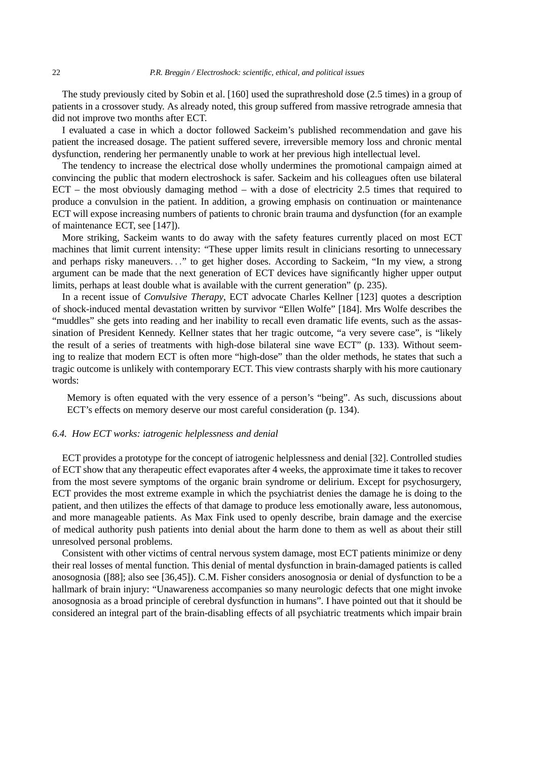The study previously cited by Sobin et al. [160] used the suprathreshold dose (2.5 times) in a group of patients in a crossover study. As already noted, this group suffered from massive retrograde amnesia that did not improve two months after ECT.

I evaluated a case in which a doctor followed Sackeim's published recommendation and gave his patient the increased dosage. The patient suffered severe, irreversible memory loss and chronic mental dysfunction, rendering her permanently unable to work at her previous high intellectual level.

The tendency to increase the electrical dose wholly undermines the promotional campaign aimed at convincing the public that modern electroshock is safer. Sackeim and his colleagues often use bilateral ECT – the most obviously damaging method – with a dose of electricity 2.5 times that required to produce a convulsion in the patient. In addition, a growing emphasis on continuation or maintenance ECT will expose increasing numbers of patients to chronic brain trauma and dysfunction (for an example of maintenance ECT, see [147]).

More striking, Sackeim wants to do away with the safety features currently placed on most ECT machines that limit current intensity: "These upper limits result in clinicians resorting to unnecessary and perhaps risky maneuvers..." to get higher doses. According to Sackeim, "In my view, a strong argument can be made that the next generation of ECT devices have significantly higher upper output limits, perhaps at least double what is available with the current generation" (p. 235).

In a recent issue of *Convulsive Therapy*, ECT advocate Charles Kellner [123] quotes a description of shock-induced mental devastation written by survivor "Ellen Wolfe" [184]. Mrs Wolfe describes the "muddles" she gets into reading and her inability to recall even dramatic life events, such as the assassination of President Kennedy. Kellner states that her tragic outcome, "a very severe case", is "likely the result of a series of treatments with high-dose bilateral sine wave ECT" (p. 133). Without seeming to realize that modern ECT is often more "high-dose" than the older methods, he states that such a tragic outcome is unlikely with contemporary ECT. This view contrasts sharply with his more cautionary words:

> Memory is often equated with the very essence of a person's "being". As such, discussions about ECT's effects on memory deserve our most careful consideration (p. 134).

### *6.4. How ECT works: iatrogenic helplessness and denial*

ECT provides a prototype for the concept of iatrogenic helplessness and denial [32]. Controlled studies of ECT show that any therapeutic effect evaporates after 4 weeks, the approximate time it takes to recover from the most severe symptoms of the organic brain syndrome or delirium. Except for psychosurgery, ECT provides the most extreme example in which the psychiatrist denies the damage he is doing to the patient, and then utilizes the effects of that damage to produce less emotionally aware, less autonomous, and more manageable patients. As Max Fink used to openly describe, brain damage and the exercise of medical authority push patients into denial about the harm done to them as well as about their still unresolved personal problems.

Consistent with other victims of central nervous system damage, most ECT patients minimize or deny their real losses of mental function. This denial of mental dysfunction in brain-damaged patients is called anosognosia ([88]; also see [36,45]). C.M. Fisher considers anosognosia or denial of dysfunction to be a hallmark of brain injury: "Unawareness accompanies so many neurologic defects that one might invoke anosognosia as a broad principle of cerebral dysfunction in humans". I have pointed out that it should be considered an integral part of the brain-disabling effects of all psychiatric treatments which impair brain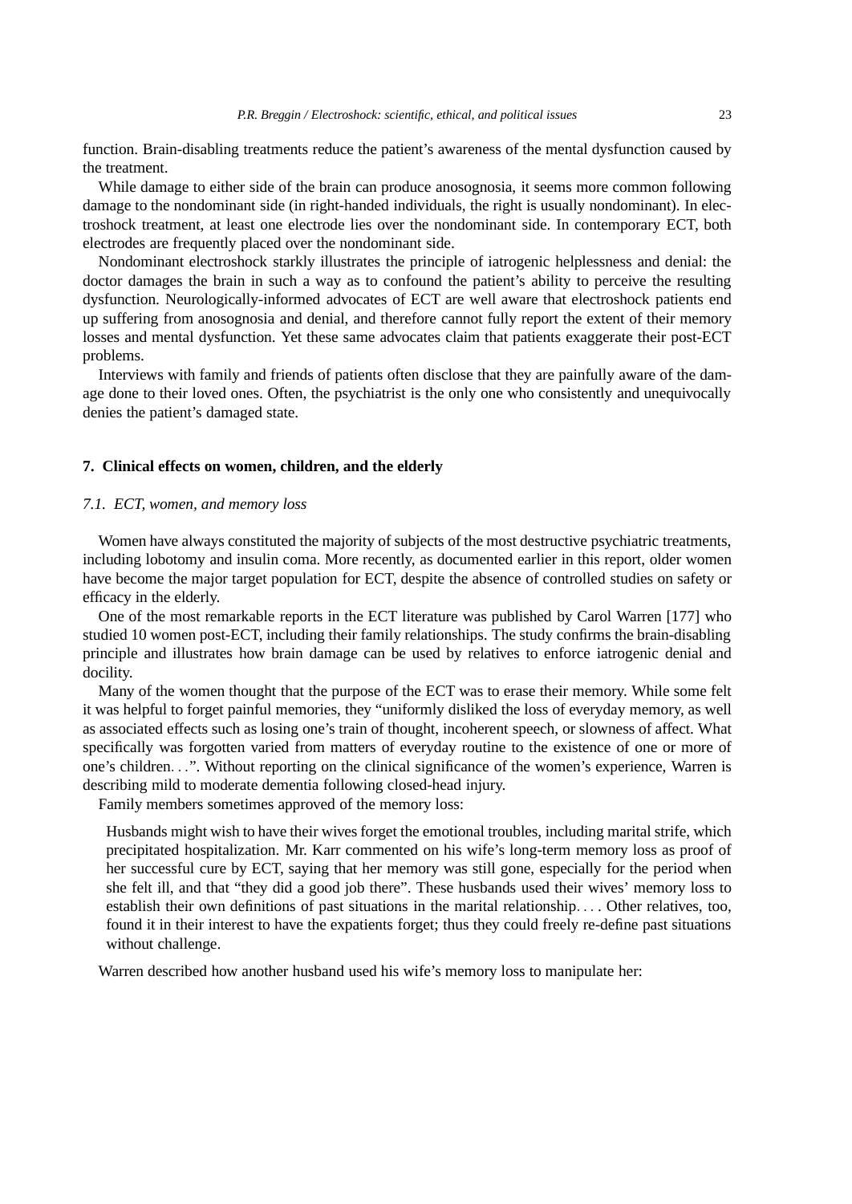function. Brain-disabling treatments reduce the patient's awareness of the mental dysfunction caused by the treatment.

While damage to either side of the brain can produce anosognosia, it seems more common following damage to the nondominant side (in right-handed individuals, the right is usually nondominant). In electroshock treatment, at least one electrode lies over the nondominant side. In contemporary ECT, both electrodes are frequently placed over the nondominant side.

Nondominant electroshock starkly illustrates the principle of iatrogenic helplessness and denial: the doctor damages the brain in such a way as to confound the patient's ability to perceive the resulting dysfunction. Neurologically-informed advocates of ECT are well aware that electroshock patients end up suffering from anosognosia and denial, and therefore cannot fully report the extent of their memory losses and mental dysfunction. Yet these same advocates claim that patients exaggerate their post-ECT problems.

Interviews with family and friends of patients often disclose that they are painfully aware of the damage done to their loved ones. Often, the psychiatrist is the only one who consistently and unequivocally denies the patient's damaged state.

## 7. Clinical effects on women, children, and the elderly

### *7.1. ECT, women, and memory loss*

Women have always constituted the majority of subjects of the most destructive psychiatric treatments, including lobotomy and insulin coma. More recently, as documented earlier in this report, older women have become the major target population for ECT, despite the absence of controlled studies on safety or efficacy in the elderly.

One of the most remarkable reports in the ECT literature was published by Carol Warren [177] who studied 10 women post-ECT, including their family relationships. The study confirms the brain-disabling principle and illustrates how brain damage can be used by relatives to enforce iatrogenic denial and docility.

Many of the women thought that the purpose of the ECT was to erase their memory. While some felt it was helpful to forget painful memories, they "uniformly disliked the loss of everyday memory, as well as associated effects such as losing one's train of thought, incoherent speech, or slowness of affect. What specifically was forgotten varied from matters of everyday routine to the existence of one or more of one's children...". Without reporting on the clinical significance of the women's experience, Warren is describing mild to moderate dementia following closed-head injury.

Family members sometimes approved of the memory loss:

> Husbands might wish to have their wives forget the emotional troubles, including marital strife, which precipitated hospitalization. Mr. Karr commented on his wife's long-term memory loss as proof of her successful cure by ECT, saying that her memory was still gone, especially for the period when she felt ill, and that "they did a good job there". These husbands used their wives' memory loss to establish their own definitions of past situations in the marital relationship.... Other relatives, too, found it in their interest to have the expatients forget; thus they could freely re-define past situations without challenge.

Warren described how another husband used his wife's memory loss to manipulate her: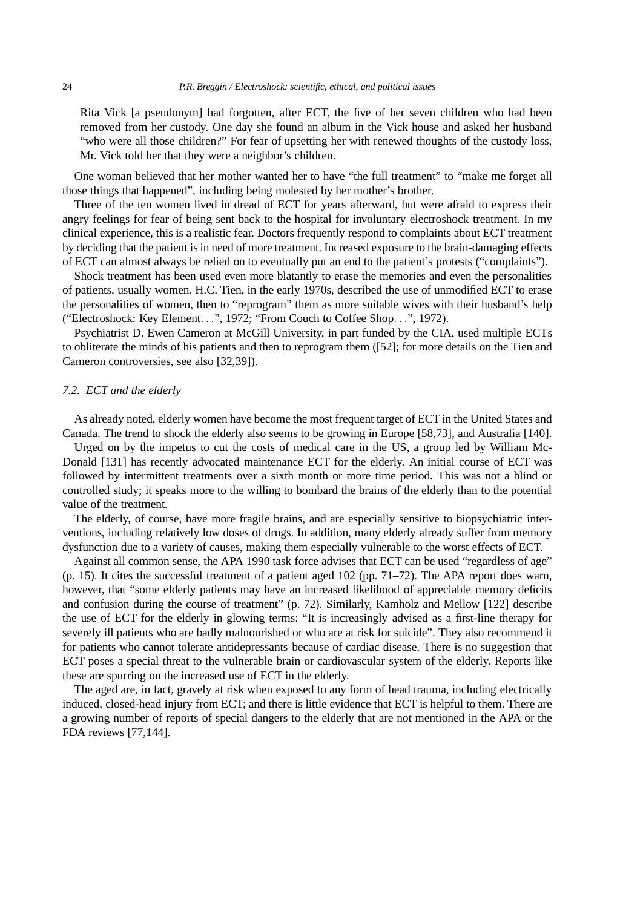> Rita Vick [a pseudonym] had forgotten, after ECT, the five of her seven children who had been removed from her custody. One day she found an album in the Vick house and asked her husband "who were all those children?" For fear of upsetting her with renewed thoughts of the custody loss, Mr. Vick told her that they were a neighbor's children.

One woman believed that her mother wanted her to have "the full treatment" to "make me forget all those things that happened", including being molested by her mother's brother.

Three of the ten women lived in dread of ECT for years afterward, but were afraid to express their angry feelings for fear of being sent back to the hospital for involuntary electroshock treatment. In my clinical experience, this is a realistic fear. Doctors frequently respond to complaints about ECT treatment by deciding that the patient is in need of more treatment. Increased exposure to the brain-damaging effects of ECT can almost always be relied on to eventually put an end to the patient's protests ("complaints").

Shock treatment has been used even more blatantly to erase the memories and even the personalities of patients, usually women. H.C. Tien, in the early 1970s, described the use of unmodified ECT to erase the personalities of women, then to "reprogram" them as more suitable wives with their husband's help ("Electroshock: Key Element...", 1972; "From Couch to Coffee Shop...", 1972).

Psychiatrist D. Ewen Cameron at McGill University, in part funded by the CIA, used multiple ECTs to obliterate the minds of his patients and then to reprogram them ([52]; for more details on the Tien and Cameron controversies, see also [32,39]).

### *7.2. ECT and the elderly*

As already noted, elderly women have become the most frequent target of ECT in the United States and Canada. The trend to shock the elderly also seems to be growing in Europe [58,73], and Australia [140].

Urged on by the impetus to cut the costs of medical care in the US, a group led by William McDonald [131] has recently advocated maintenance ECT for the elderly. An initial course of ECT was followed by intermittent treatments over a sixth month or more time period. This was not a blind or controlled study; it speaks more to the willing to bombard the brains of the elderly than to the potential value of the treatment.

The elderly, of course, have more fragile brains, and are especially sensitive to biopsychiatric interventions, including relatively low doses of drugs. In addition, many elderly already suffer from memory dysfunction due to a variety of causes, making them especially vulnerable to the worst effects of ECT.

Against all common sense, the APA 1990 task force advises that ECT can be used "regardless of age" (p. 15). It cites the successful treatment of a patient aged 102 (pp. 71–72). The APA report does warn, however, that "some elderly patients may have an increased likelihood of appreciable memory deficits and confusion during the course of treatment" (p. 72). Similarly, Kamholz and Mellow [122] describe the use of ECT for the elderly in glowing terms: "It is increasingly advised as a first-line therapy for severely ill patients who are badly malnourished or who are at risk for suicide". They also recommend it for patients who cannot tolerate antidepressants because of cardiac disease. There is no suggestion that ECT poses a special threat to the vulnerable brain or cardiovascular system of the elderly. Reports like these are spurring on the increased use of ECT in the elderly.

The aged are, in fact, gravely at risk when exposed to any form of head trauma, including electrically induced, closed-head injury from ECT; and there is little evidence that ECT is helpful to them. There are a growing number of reports of special dangers to the elderly that are not mentioned in the APA or the FDA reviews [77,144].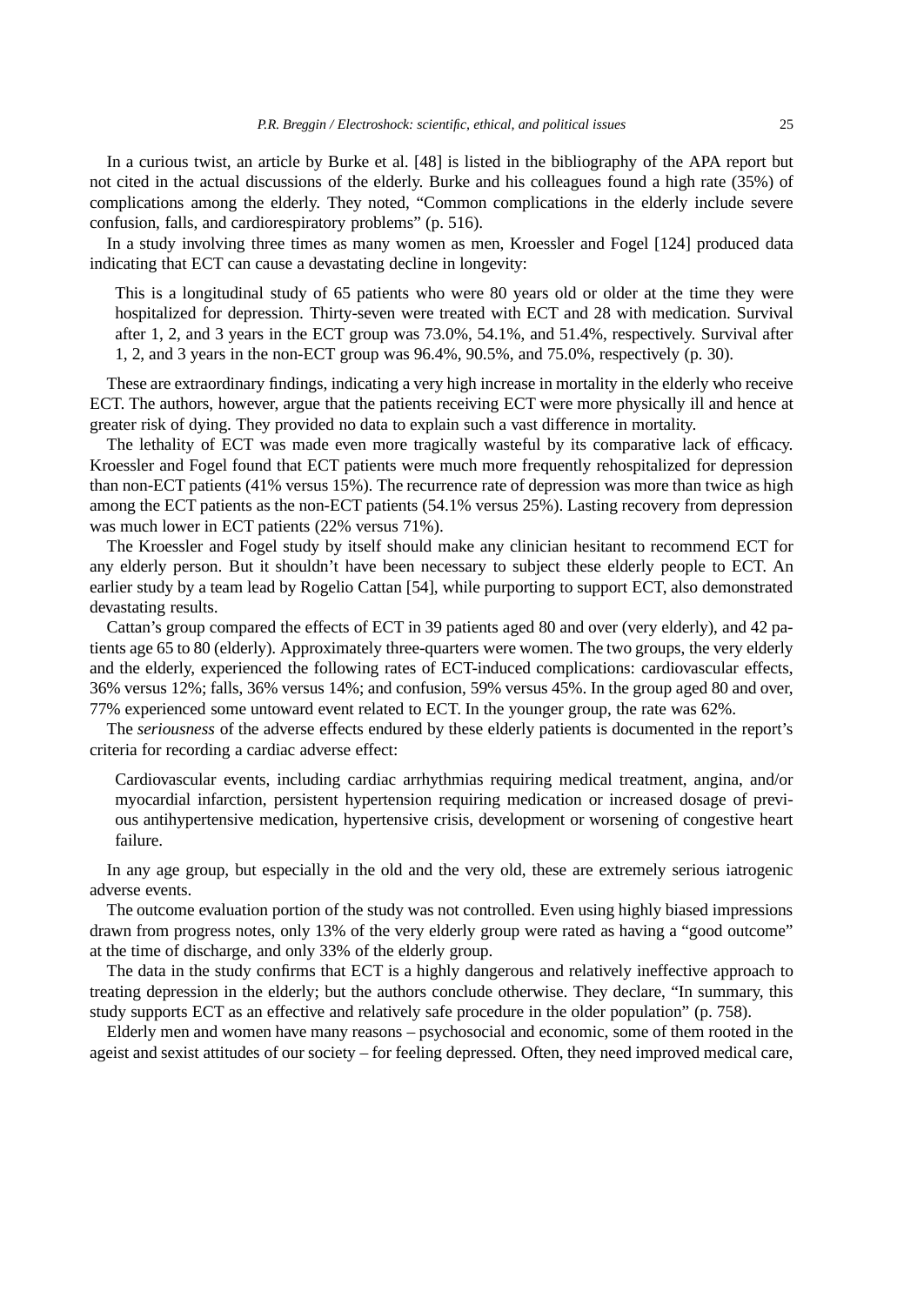In a curious twist, an article by Burke et al. [48] is listed in the bibliography of the APA report but not cited in the actual discussions of the elderly. Burke and his colleagues found a high rate (35%) of complications among the elderly. They noted, "Common complications in the elderly include severe confusion, falls, and cardiorespiratory problems" (p. 516).

In a study involving three times as many women as men, Kroessler and Fogel [124] produced data indicating that ECT can cause a devastating decline in longevity:

> This is a longitudinal study of 65 patients who were 80 years old or older at the time they were hospitalized for depression. Thirty-seven were treated with ECT and 28 with medication. Survival after 1, 2, and 3 years in the ECT group was 73.0%, 54.1%, and 51.4%, respectively. Survival after 1, 2, and 3 years in the non-ECT group was 96.4%, 90.5%, and 75.0%, respectively (p. 30).

These are extraordinary findings, indicating a very high increase in mortality in the elderly who receive ECT. The authors, however, argue that the patients receiving ECT were more physically ill and hence at greater risk of dying. They provided no data to explain such a vast difference in mortality.

The lethality of ECT was made even more tragically wasteful by its comparative lack of efficacy. Kroessler and Fogel found that ECT patients were much more frequently rehospitalized for depression than non-ECT patients (41% versus 15%). The recurrence rate of depression was more than twice as high among the ECT patients as the non-ECT patients (54.1% versus 25%). Lasting recovery from depression was much lower in ECT patients (22% versus 71%).

The Kroessler and Fogel study by itself should make any clinician hesitant to recommend ECT for any elderly person. But it shouldn't have been necessary to subject these elderly people to ECT. An earlier study by a team lead by Rogelio Cattan [54], while purporting to support ECT, also demonstrated devastating results.

Cattan's group compared the effects of ECT in 39 patients aged 80 and over (very elderly), and 42 patients age 65 to 80 (elderly). Approximately three-quarters were women. The two groups, the very elderly and the elderly, experienced the following rates of ECT-induced complications: cardiovascular effects, 36% versus 12%; falls, 36% versus 14%; and confusion, 59% versus 45%. In the group aged 80 and over, 77% experienced some untoward event related to ECT. In the younger group, the rate was 62%.

The *seriousness* of the adverse effects endured by these elderly patients is documented in the report's criteria for recording a cardiac adverse effect:

> Cardiovascular events, including cardiac arrhythmias requiring medical treatment, angina, and/or myocardial infarction, persistent hypertension requiring medication or increased dosage of previous antihypertensive medication, hypertensive crisis, development or worsening of congestive heart failure.

In any age group, but especially in the old and the very old, these are extremely serious iatrogenic adverse events.

The outcome evaluation portion of the study was not controlled. Even using highly biased impressions drawn from progress notes, only 13% of the very elderly group were rated as having a "good outcome" at the time of discharge, and only 33% of the elderly group.

The data in the study confirms that ECT is a highly dangerous and relatively ineffective approach to treating depression in the elderly; but the authors conclude otherwise. They declare, "In summary, this study supports ECT as an effective and relatively safe procedure in the older population" (p. 758).

Elderly men and women have many reasons – psychosocial and economic, some of them rooted in the ageist and sexist attitudes of our society – for feeling depressed. Often, they need improved medical care,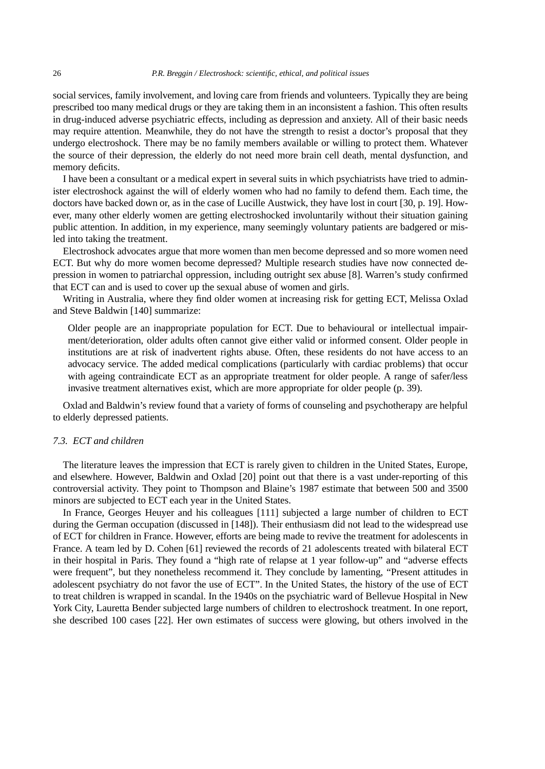social services, family involvement, and loving care from friends and volunteers. Typically they are being prescribed too many medical drugs or they are taking them in an inconsistent a fashion. This often results in drug-induced adverse psychiatric effects, including as depression and anxiety. All of their basic needs may require attention. Meanwhile, they do not have the strength to resist a doctor's proposal that they undergo electroshock. There may be no family members available or willing to protect them. Whatever the source of their depression, the elderly do not need more brain cell death, mental dysfunction, and memory deficits.

I have been a consultant or a medical expert in several suits in which psychiatrists have tried to administer electroshock against the will of elderly women who had no family to defend them. Each time, the doctors have backed down or, as in the case of Lucille Austwick, they have lost in court [30, p. 19]. However, many other elderly women are getting electroshocked involuntarily without their situation gaining public attention. In addition, in my experience, many seemingly voluntary patients are badgered or misled into taking the treatment.

Electroshock advocates argue that more women than men become depressed and so more women need ECT. But why do more women become depressed? Multiple research studies have now connected depression in women to patriarchal oppression, including outright sex abuse [8]. Warren's study confirmed that ECT can and is used to cover up the sexual abuse of women and girls.

Writing in Australia, where they find older women at increasing risk for getting ECT, Melissa Oxlad and Steve Baldwin [140] summarize:

> Older people are an inappropriate population for ECT. Due to behavioural or intellectual impairment/deterioration, older adults often cannot give either valid or informed consent. Older people in institutions are at risk of inadvertent rights abuse. Often, these residents do not have access to an advocacy service. The added medical complications (particularly with cardiac problems) that occur with ageing contraindicate ECT as an appropriate treatment for older people. A range of safer/less invasive treatment alternatives exist, which are more appropriate for older people (p. 39).

Oxlad and Baldwin's review found that a variety of forms of counseling and psychotherapy are helpful to elderly depressed patients.

### *7.3. ECT and children*

The literature leaves the impression that ECT is rarely given to children in the United States, Europe, and elsewhere. However, Baldwin and Oxlad [20] point out that there is a vast under-reporting of this controversial activity. They point to Thompson and Blaine's 1987 estimate that between 500 and 3500 minors are subjected to ECT each year in the United States.

In France, Georges Heuyer and his colleagues [111] subjected a large number of children to ECT during the German occupation (discussed in [148]). Their enthusiasm did not lead to the widespread use of ECT for children in France. However, efforts are being made to revive the treatment for adolescents in France. A team led by D. Cohen [61] reviewed the records of 21 adolescents treated with bilateral ECT in their hospital in Paris. They found a "high rate of relapse at 1 year follow-up" and "adverse effects were frequent", but they nonetheless recommend it. They conclude by lamenting, "Present attitudes in adolescent psychiatry do not favor the use of ECT". In the United States, the history of the use of ECT to treat children is wrapped in scandal. In the 1940s on the psychiatric ward of Bellevue Hospital in New York City, Lauretta Bender subjected large numbers of children to electroshock treatment. In one report, she described 100 cases [22]. Her own estimates of success were glowing, but others involved in the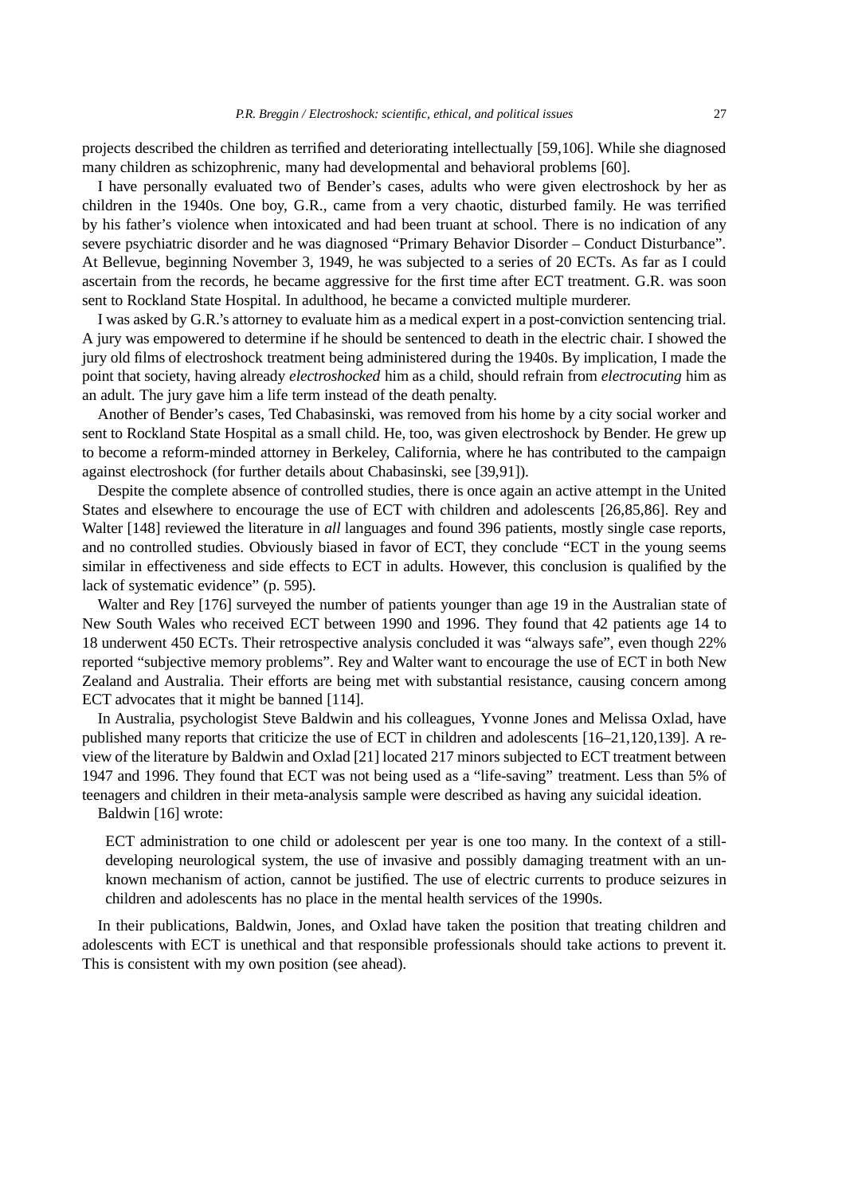projects described the children as terrified and deteriorating intellectually [59,106]. While she diagnosed many children as schizophrenic, many had developmental and behavioral problems [60].

I have personally evaluated two of Bender's cases, adults who were given electroshock by her as children in the 1940s. One boy, G.R., came from a very chaotic, disturbed family. He was terrified by his father's violence when intoxicated and had been truant at school. There is no indication of any severe psychiatric disorder and he was diagnosed "Primary Behavior Disorder – Conduct Disturbance". At Bellevue, beginning November 3, 1949, he was subjected to a series of 20 ECTs. As far as I could ascertain from the records, he became aggressive for the first time after ECT treatment. G.R. was soon sent to Rockland State Hospital. In adulthood, he became a convicted multiple murderer.

I was asked by G.R.'s attorney to evaluate him as a medical expert in a post-conviction sentencing trial. A jury was empowered to determine if he should be sentenced to death in the electric chair. I showed the jury old films of electroshock treatment being administered during the 1940s. By implication, I made the point that society, having already *electroshocked* him as a child, should refrain from *electrocuting* him as an adult. The jury gave him a life term instead of the death penalty.

Another of Bender's cases, Ted Chabasinski, was removed from his home by a city social worker and sent to Rockland State Hospital as a small child. He, too, was given electroshock by Bender. He grew up to become a reform-minded attorney in Berkeley, California, where he has contributed to the campaign against electroshock (for further details about Chabasinski, see [39,91]).

Despite the complete absence of controlled studies, there is once again an active attempt in the United States and elsewhere to encourage the use of ECT with children and adolescents [26,85,86]. Rey and Walter [148] reviewed the literature in *all* languages and found 396 patients, mostly single case reports, and no controlled studies. Obviously biased in favor of ECT, they conclude "ECT in the young seems similar in effectiveness and side effects to ECT in adults. However, this conclusion is qualified by the lack of systematic evidence" (p. 595).

Walter and Rey [176] surveyed the number of patients younger than age 19 in the Australian state of New South Wales who received ECT between 1990 and 1996. They found that 42 patients age 14 to 18 underwent 450 ECTs. Their retrospective analysis concluded it was "always safe", even though 22% reported "subjective memory problems". Rey and Walter want to encourage the use of ECT in both New Zealand and Australia. Their efforts are being met with substantial resistance, causing concern among ECT advocates that it might be banned [114].

In Australia, psychologist Steve Baldwin and his colleagues, Yvonne Jones and Melissa Oxlad, have published many reports that criticize the use of ECT in children and adolescents [16–21,120,139]. A review of the literature by Baldwin and Oxlad [21] located 217 minors subjected to ECT treatment between 1947 and 1996. They found that ECT was not being used as a "life-saving" treatment. Less than 5% of teenagers and children in their meta-analysis sample were described as having any suicidal ideation.

Baldwin [16] wrote:

> ECT administration to one child or adolescent per year is one too many. In the context of a still-developing neurological system, the use of invasive and possibly damaging treatment with an unknown mechanism of action, cannot be justified. The use of electric currents to produce seizures in children and adolescents has no place in the mental health services of the 1990s.

In their publications, Baldwin, Jones, and Oxlad have taken the position that treating children and adolescents with ECT is unethical and that responsible professionals should take actions to prevent it. This is consistent with my own position (see ahead).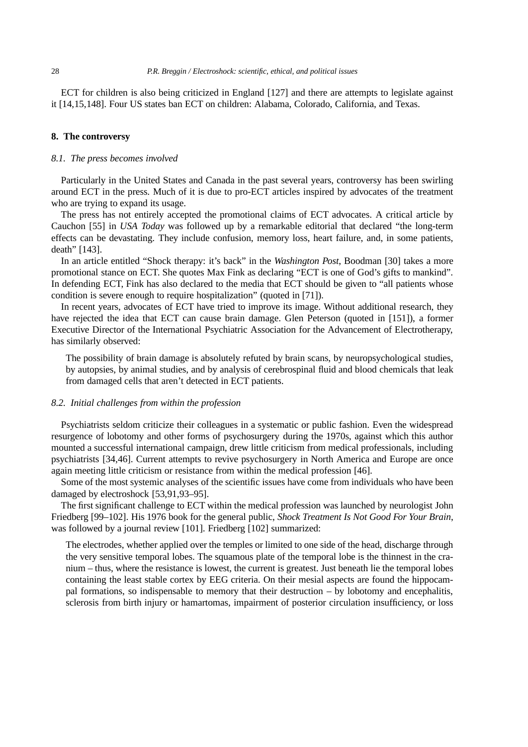ECT for children is also being criticized in England [127] and there are attempts to legislate against it [14,15,148]. Four US states ban ECT on children: Alabama, Colorado, California, and Texas.

## 8. The controversy

### *8.1. The press becomes involved*

Particularly in the United States and Canada in the past several years, controversy has been swirling around ECT in the press. Much of it is due to pro-ECT articles inspired by advocates of the treatment who are trying to expand its usage.

The press has not entirely accepted the promotional claims of ECT advocates. A critical article by Cauchon [55] in *USA Today* was followed up by a remarkable editorial that declared "the long-term effects can be devastating. They include confusion, memory loss, heart failure, and, in some patients, death" [143].

In an article entitled "Shock therapy: it's back" in the *Washington Post*, Boodman [30] takes a more promotional stance on ECT. She quotes Max Fink as declaring "ECT is one of God's gifts to mankind". In defending ECT, Fink has also declared to the media that ECT should be given to "all patients whose condition is severe enough to require hospitalization" (quoted in [71]).

In recent years, advocates of ECT have tried to improve its image. Without additional research, they have rejected the idea that ECT can cause brain damage. Glen Peterson (quoted in [151]), a former Executive Director of the International Psychiatric Association for the Advancement of Electrotherapy, has similarly observed:

> The possibility of brain damage is absolutely refuted by brain scans, by neuropsychological studies, by autopsies, by animal studies, and by analysis of cerebrospinal fluid and blood chemicals that leak from damaged cells that aren't detected in ECT patients.

### *8.2. Initial challenges from within the profession*

Psychiatrists seldom criticize their colleagues in a systematic or public fashion. Even the widespread resurgence of lobotomy and other forms of psychosurgery during the 1970s, against which this author mounted a successful international campaign, drew little criticism from medical professionals, including psychiatrists [34,46]. Current attempts to revive psychosurgery in North America and Europe are once again meeting little criticism or resistance from within the medical profession [46].

Some of the most systemic analyses of the scientific issues have come from individuals who have been damaged by electroshock [53,91,93–95].

The first significant challenge to ECT within the medical profession was launched by neurologist John Friedberg [99–102]. His 1976 book for the general public, *Shock Treatment Is Not Good For Your Brain*, was followed by a journal review [101]. Friedberg [102] summarized:

> The electrodes, whether applied over the temples or limited to one side of the head, discharge through the very sensitive temporal lobes. The squamous plate of the temporal lobe is the thinnest in the cranium – thus, where the resistance is lowest, the current is greatest. Just beneath lie the temporal lobes containing the least stable cortex by EEG criteria. On their mesial aspects are found the hippocampal formations, so indispensable to memory that their destruction – by lobotomy and encephalitis, sclerosis from birth injury or hamartomas, impairment of posterior circulation insufficiency, or loss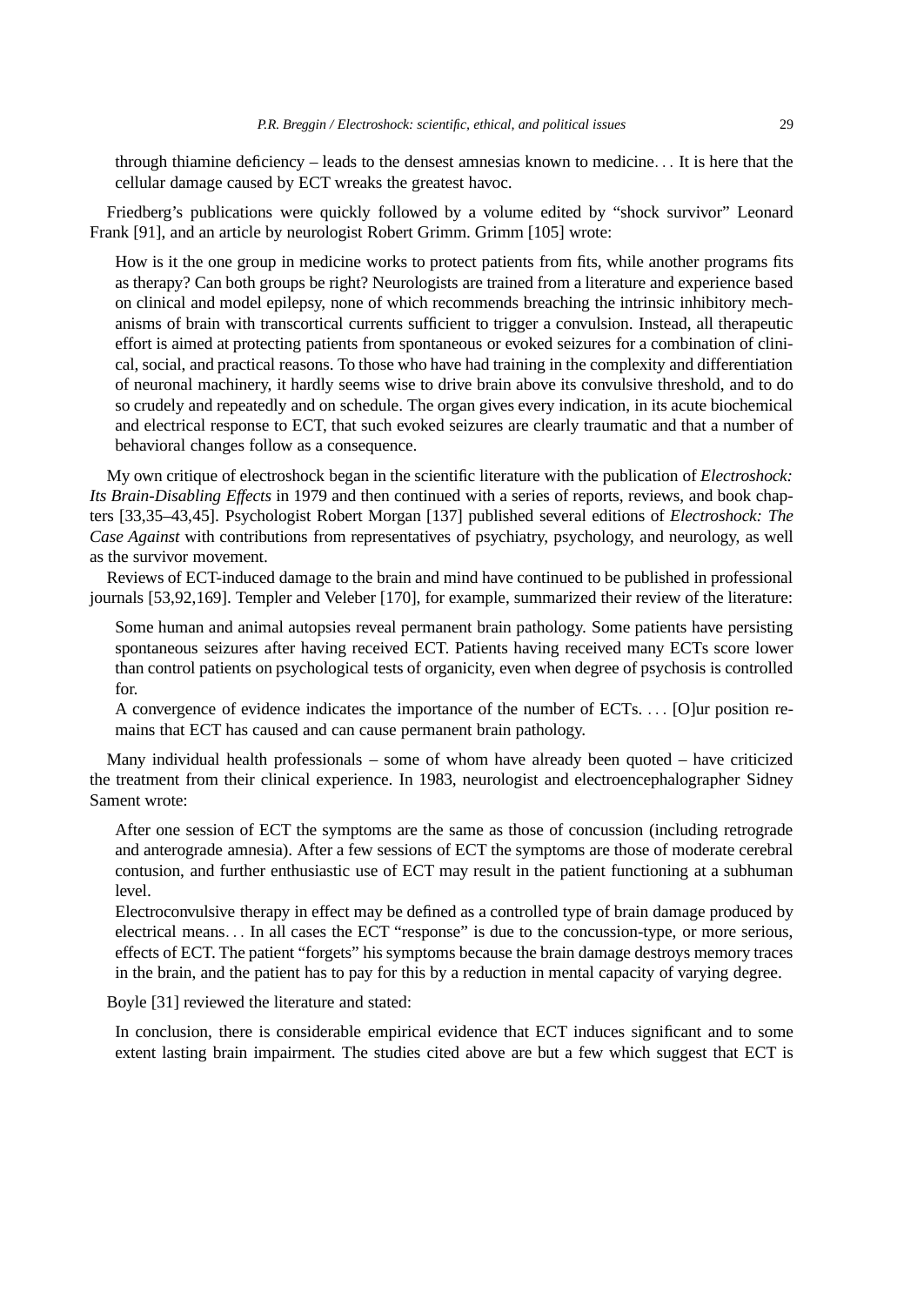> through thiamine deficiency – leads to the densest amnesias known to medicine... It is here that the cellular damage caused by ECT wreaks the greatest havoc.

Friedberg's publications were quickly followed by a volume edited by "shock survivor" Leonard Frank [91], and an article by neurologist Robert Grimm. Grimm [105] wrote:

> How is it the one group in medicine works to protect patients from fits, while another programs fits as therapy? Can both groups be right? Neurologists are trained from a literature and experience based on clinical and model epilepsy, none of which recommends breaching the intrinsic inhibitory mechanisms of brain with transcortical currents sufficient to trigger a convulsion. Instead, all therapeutic effort is aimed at protecting patients from spontaneous or evoked seizures for a combination of clinical, social, and practical reasons. To those who have had training in the complexity and differentiation of neuronal machinery, it hardly seems wise to drive brain above its convulsive threshold, and to do so crudely and repeatedly and on schedule. The organ gives every indication, in its acute biochemical and electrical response to ECT, that such evoked seizures are clearly traumatic and that a number of behavioral changes follow as a consequence.

My own critique of electroshock began in the scientific literature with the publication of *Electroshock: Its Brain-Disabling Effects* in 1979 and then continued with a series of reports, reviews, and book chapters [33,35–43,45]. Psychologist Robert Morgan [137] published several editions of *Electroshock: The Case Against* with contributions from representatives of psychiatry, psychology, and neurology, as well as the survivor movement.

Reviews of ECT-induced damage to the brain and mind have continued to be published in professional journals [53,92,169]. Templer and Veleber [170], for example, summarized their review of the literature:

> Some human and animal autopsies reveal permanent brain pathology. Some patients have persisting spontaneous seizures after having received ECT. Patients having received many ECTs score lower than control patients on psychological tests of organicity, even when degree of psychosis is controlled for.
>
> A convergence of evidence indicates the importance of the number of ECTs. ... [O]ur position remains that ECT has caused and can cause permanent brain pathology.

Many individual health professionals – some of whom have already been quoted – have criticized the treatment from their clinical experience. In 1983, neurologist and electroencephalographer Sidney Sament wrote:

> After one session of ECT the symptoms are the same as those of concussion (including retrograde and anterograde amnesia). After a few sessions of ECT the symptoms are those of moderate cerebral contusion, and further enthusiastic use of ECT may result in the patient functioning at a subhuman level.
>
> Electroconvulsive therapy in effect may be defined as a controlled type of brain damage produced by electrical means... In all cases the ECT "response" is due to the concussion-type, or more serious, effects of ECT. The patient "forgets" his symptoms because the brain damage destroys memory traces in the brain, and the patient has to pay for this by a reduction in mental capacity of varying degree.

Boyle [31] reviewed the literature and stated:

> In conclusion, there is considerable empirical evidence that ECT induces significant and to some extent lasting brain impairment. The studies cited above are but a few which suggest that ECT is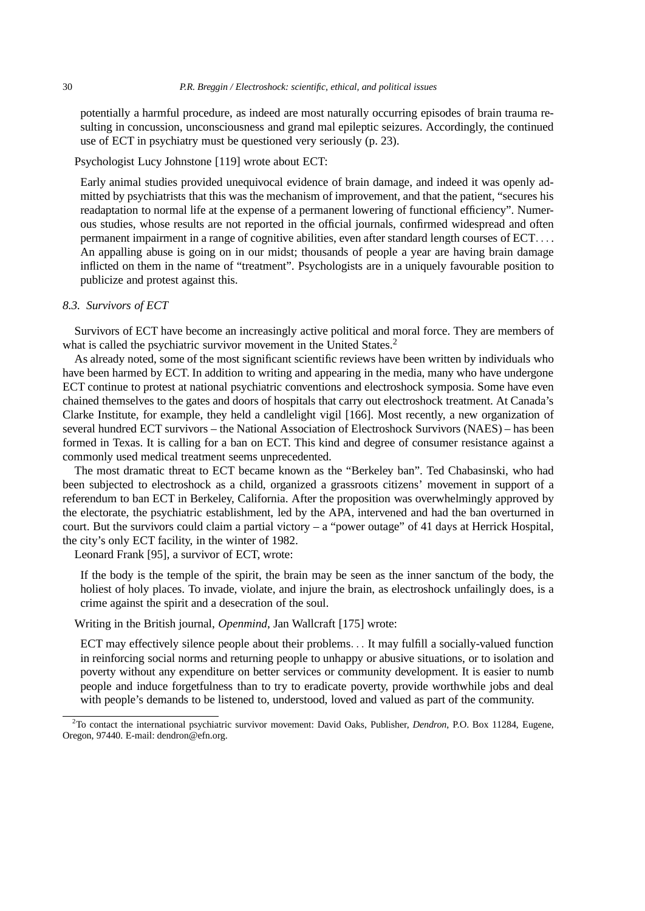potentially a harmful procedure, as indeed are most naturally occurring episodes of brain trauma resulting in concussion, unconsciousness and grand mal epileptic seizures. Accordingly, the continued use of ECT in psychiatry must be questioned very seriously (p. 23).

Psychologist Lucy Johnstone [119] wrote about ECT:

> Early animal studies provided unequivocal evidence of brain damage, and indeed it was openly admitted by psychiatrists that this was the mechanism of improvement, and that the patient, "secures his readaptation to normal life at the expense of a permanent lowering of functional efficiency". Numerous studies, whose results are not reported in the official journals, confirmed widespread and often permanent impairment in a range of cognitive abilities, even after standard length courses of ECT. . . . An appalling abuse is going on in our midst; thousands of people a year are having brain damage inflicted on them in the name of "treatment". Psychologists are in a uniquely favourable position to publicize and protest against this.

### *8.3. Survivors of ECT*

Survivors of ECT have become an increasingly active political and moral force. They are members of what is called the psychiatric survivor movement in the United States.[2]

As already noted, some of the most significant scientific reviews have been written by individuals who have been harmed by ECT. In addition to writing and appearing in the media, many who have undergone ECT continue to protest at national psychiatric conventions and electroshock symposia. Some have even chained themselves to the gates and doors of hospitals that carry out electroshock treatment. At Canada's Clarke Institute, for example, they held a candlelight vigil [166]. Most recently, a new organization of several hundred ECT survivors – the National Association of Electroshock Survivors (NAES) – has been formed in Texas. It is calling for a ban on ECT. This kind and degree of consumer resistance against a commonly used medical treatment seems unprecedented.

The most dramatic threat to ECT became known as the "Berkeley ban". Ted Chabasinski, who had been subjected to electroshock as a child, organized a grassroots citizens' movement in support of a referendum to ban ECT in Berkeley, California. After the proposition was overwhelmingly approved by the electorate, the psychiatric establishment, led by the APA, intervened and had the ban overturned in court. But the survivors could claim a partial victory – a "power outage" of 41 days at Herrick Hospital, the city's only ECT facility, in the winter of 1982.

Leonard Frank [95], a survivor of ECT, wrote:

> If the body is the temple of the spirit, the brain may be seen as the inner sanctum of the body, the holiest of holy places. To invade, violate, and injure the brain, as electroshock unfailingly does, is a crime against the spirit and a desecration of the soul.

Writing in the British journal, *Openmind*, Jan Wallcraft [175] wrote:

> ECT may effectively silence people about their problems. . . It may fulfill a socially-valued function in reinforcing social norms and returning people to unhappy or abusive situations, or to isolation and poverty without any expenditure on better services or community development. It is easier to numb people and induce forgetfulness than to try to eradicate poverty, provide worthwhile jobs and deal with people's demands to be listened to, understood, loved and valued as part of the community.

[2] To contact the international psychiatric survivor movement: David Oaks, Publisher, *Dendron*, P.O. Box 11284, Eugene, Oregon, 97440. E-mail: dendron@efn.org.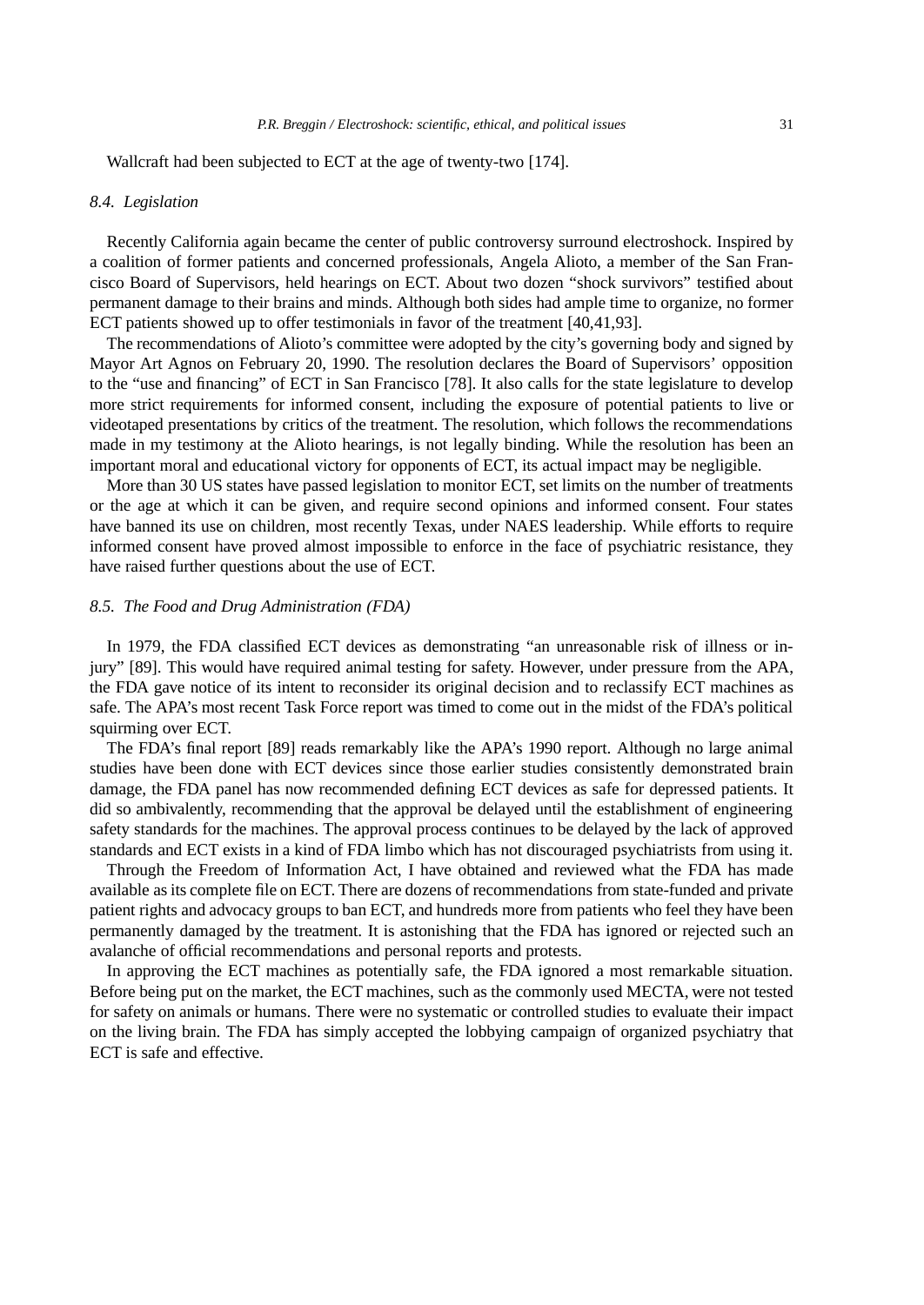Wallcraft had been subjected to ECT at the age of twenty-two [174].

### *8.4. Legislation*

Recently California again became the center of public controversy surround electroshock. Inspired by a coalition of former patients and concerned professionals, Angela Alioto, a member of the San Francisco Board of Supervisors, held hearings on ECT. About two dozen "shock survivors" testified about permanent damage to their brains and minds. Although both sides had ample time to organize, no former ECT patients showed up to offer testimonials in favor of the treatment [40,41,93].

The recommendations of Alioto's committee were adopted by the city's governing body and signed by Mayor Art Agnos on February 20, 1990. The resolution declares the Board of Supervisors' opposition to the "use and financing" of ECT in San Francisco [78]. It also calls for the state legislature to develop more strict requirements for informed consent, including the exposure of potential patients to live or videotaped presentations by critics of the treatment. The resolution, which follows the recommendations made in my testimony at the Alioto hearings, is not legally binding. While the resolution has been an important moral and educational victory for opponents of ECT, its actual impact may be negligible.

More than 30 US states have passed legislation to monitor ECT, set limits on the number of treatments or the age at which it can be given, and require second opinions and informed consent. Four states have banned its use on children, most recently Texas, under NAES leadership. While efforts to require informed consent have proved almost impossible to enforce in the face of psychiatric resistance, they have raised further questions about the use of ECT.

### *8.5. The Food and Drug Administration (FDA)*

In 1979, the FDA classified ECT devices as demonstrating "an unreasonable risk of illness or injury" [89]. This would have required animal testing for safety. However, under pressure from the APA, the FDA gave notice of its intent to reconsider its original decision and to reclassify ECT machines as safe. The APA's most recent Task Force report was timed to come out in the midst of the FDA's political squirming over ECT.

The FDA's final report [89] reads remarkably like the APA's 1990 report. Although no large animal studies have been done with ECT devices since those earlier studies consistently demonstrated brain damage, the FDA panel has now recommended defining ECT devices as safe for depressed patients. It did so ambivalently, recommending that the approval be delayed until the establishment of engineering safety standards for the machines. The approval process continues to be delayed by the lack of approved standards and ECT exists in a kind of FDA limbo which has not discouraged psychiatrists from using it.

Through the Freedom of Information Act, I have obtained and reviewed what the FDA has made available as its complete file on ECT. There are dozens of recommendations from state-funded and private patient rights and advocacy groups to ban ECT, and hundreds more from patients who feel they have been permanently damaged by the treatment. It is astonishing that the FDA has ignored or rejected such an avalanche of official recommendations and personal reports and protests.

In approving the ECT machines as potentially safe, the FDA ignored a most remarkable situation. Before being put on the market, the ECT machines, such as the commonly used MECTA, were not tested for safety on animals or humans. There were no systematic or controlled studies to evaluate their impact on the living brain. The FDA has simply accepted the lobbying campaign of organized psychiatry that ECT is safe and effective.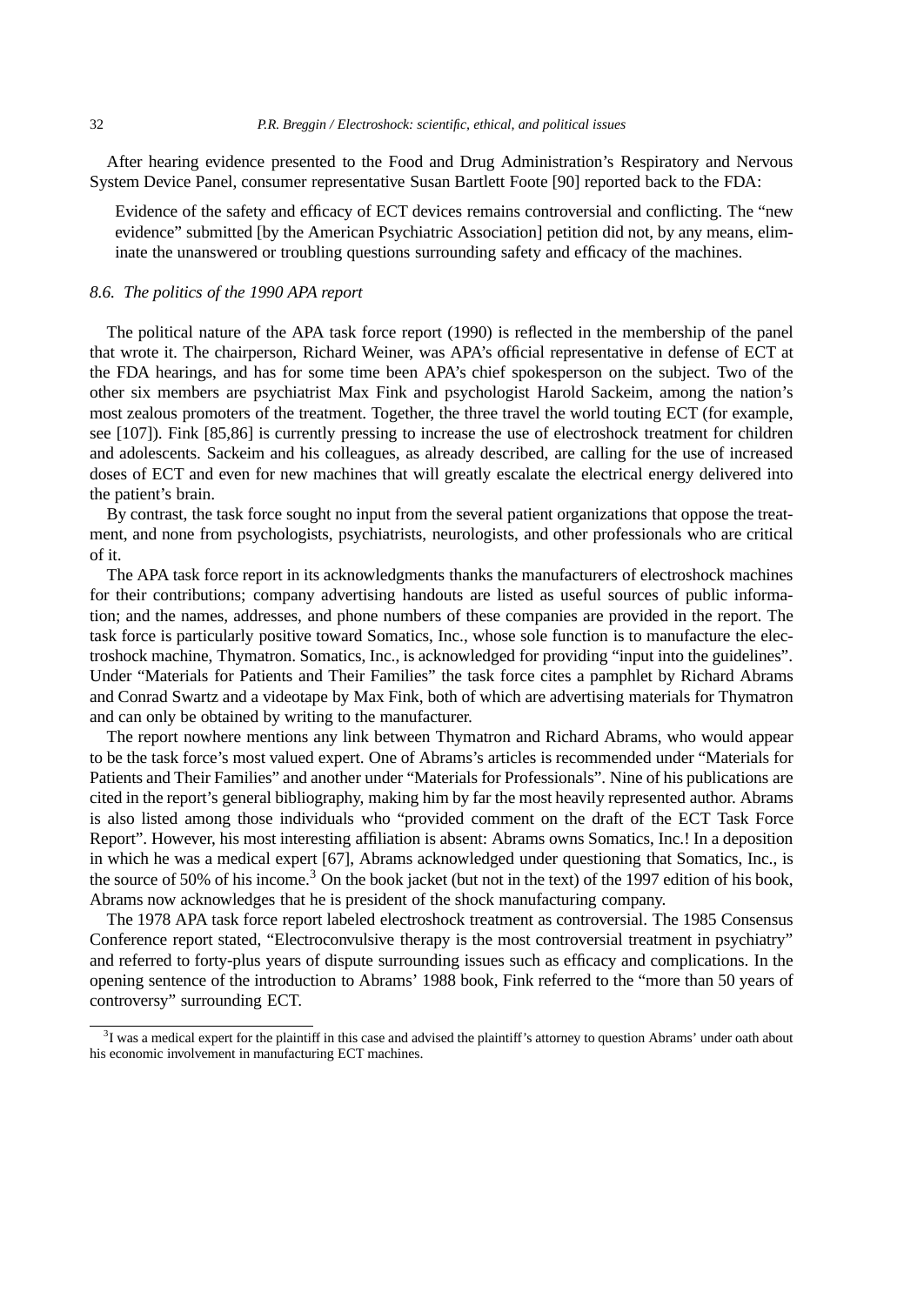After hearing evidence presented to the Food and Drug Administration's Respiratory and Nervous System Device Panel, consumer representative Susan Bartlett Foote [90] reported back to the FDA:

> Evidence of the safety and efficacy of ECT devices remains controversial and conflicting. The "new evidence" submitted [by the American Psychiatric Association] petition did not, by any means, eliminate the unanswered or troubling questions surrounding safety and efficacy of the machines.

### *8.6. The politics of the 1990 APA report*

The political nature of the APA task force report (1990) is reflected in the membership of the panel that wrote it. The chairperson, Richard Weiner, was APA's official representative in defense of ECT at the FDA hearings, and has for some time been APA's chief spokesperson on the subject. Two of the other six members are psychiatrist Max Fink and psychologist Harold Sackeim, among the nation's most zealous promoters of the treatment. Together, the three travel the world touting ECT (for example, see [107]). Fink [85,86] is currently pressing to increase the use of electroshock treatment for children and adolescents. Sackeim and his colleagues, as already described, are calling for the use of increased doses of ECT and even for new machines that will greatly escalate the electrical energy delivered into the patient's brain.

By contrast, the task force sought no input from the several patient organizations that oppose the treatment, and none from psychologists, psychiatrists, neurologists, and other professionals who are critical of it.

The APA task force report in its acknowledgments thanks the manufacturers of electroshock machines for their contributions; company advertising handouts are listed as useful sources of public information; and the names, addresses, and phone numbers of these companies are provided in the report. The task force is particularly positive toward Somatics, Inc., whose sole function is to manufacture the electroshock machine, Thymatron. Somatics, Inc., is acknowledged for providing "input into the guidelines". Under "Materials for Patients and Their Families" the task force cites a pamphlet by Richard Abrams and Conrad Swartz and a videotape by Max Fink, both of which are advertising materials for Thymatron and can only be obtained by writing to the manufacturer.

The report nowhere mentions any link between Thymatron and Richard Abrams, who would appear to be the task force's most valued expert. One of Abrams's articles is recommended under "Materials for Patients and Their Families" and another under "Materials for Professionals". Nine of his publications are cited in the report's general bibliography, making him by far the most heavily represented author. Abrams is also listed among those individuals who "provided comment on the draft of the ECT Task Force Report". However, his most interesting affiliation is absent: Abrams owns Somatics, Inc.! In a deposition in which he was a medical expert [67], Abrams acknowledged under questioning that Somatics, Inc., is the source of 50% of his income.[3] On the book jacket (but not in the text) of the 1997 edition of his book, Abrams now acknowledges that he is president of the shock manufacturing company.

The 1978 APA task force report labeled electroshock treatment as controversial. The 1985 Consensus Conference report stated, "Electroconvulsive therapy is the most controversial treatment in psychiatry" and referred to forty-plus years of dispute surrounding issues such as efficacy and complications. In the opening sentence of the introduction to Abrams' 1988 book, Fink referred to the "more than 50 years of controversy" surrounding ECT.

---

[3] I was a medical expert for the plaintiff in this case and advised the plaintiff's attorney to question Abrams' under oath about his economic involvement in manufacturing ECT machines.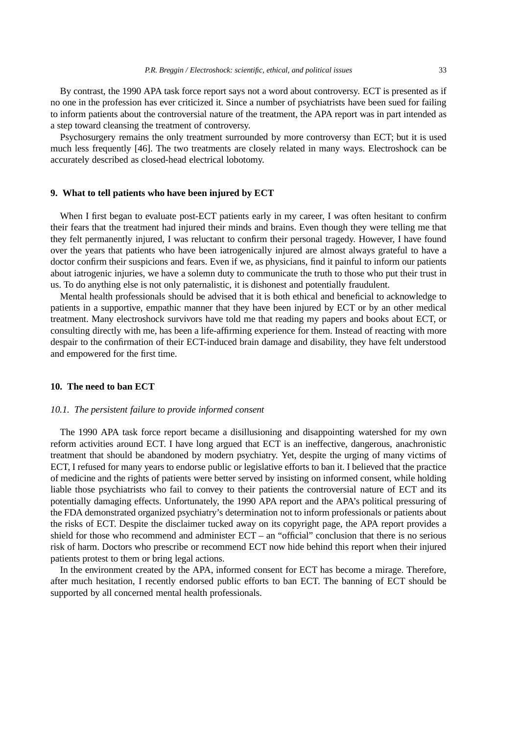By contrast, the 1990 APA task force report says not a word about controversy. ECT is presented as if no one in the profession has ever criticized it. Since a number of psychiatrists have been sued for failing to inform patients about the controversial nature of the treatment, the APA report was in part intended as a step toward cleansing the treatment of controversy.

Psychosurgery remains the only treatment surrounded by more controversy than ECT; but it is used much less frequently [46]. The two treatments are closely related in many ways. Electroshock can be accurately described as closed-head electrical lobotomy.

## 9. What to tell patients who have been injured by ECT

When I first began to evaluate post-ECT patients early in my career, I was often hesitant to confirm their fears that the treatment had injured their minds and brains. Even though they were telling me that they felt permanently injured, I was reluctant to confirm their personal tragedy. However, I have found over the years that patients who have been iatrogenically injured are almost always grateful to have a doctor confirm their suspicions and fears. Even if we, as physicians, find it painful to inform our patients about iatrogenic injuries, we have a solemn duty to communicate the truth to those who put their trust in us. To do anything else is not only paternalistic, it is dishonest and potentially fraudulent.

Mental health professionals should be advised that it is both ethical and beneficial to acknowledge to patients in a supportive, empathic manner that they have been injured by ECT or by an other medical treatment. Many electroshock survivors have told me that reading my papers and books about ECT, or consulting directly with me, has been a life-affirming experience for them. Instead of reacting with more despair to the confirmation of their ECT-induced brain damage and disability, they have felt understood and empowered for the first time.

## 10. The need to ban ECT

### *10.1. The persistent failure to provide informed consent*

The 1990 APA task force report became a disillusioning and disappointing watershed for my own reform activities around ECT. I have long argued that ECT is an ineffective, dangerous, anachronistic treatment that should be abandoned by modern psychiatry. Yet, despite the urging of many victims of ECT, I refused for many years to endorse public or legislative efforts to ban it. I believed that the practice of medicine and the rights of patients were better served by insisting on informed consent, while holding liable those psychiatrists who fail to convey to their patients the controversial nature of ECT and its potentially damaging effects. Unfortunately, the 1990 APA report and the APA's political pressuring of the FDA demonstrated organized psychiatry's determination not to inform professionals or patients about the risks of ECT. Despite the disclaimer tucked away on its copyright page, the APA report provides a shield for those who recommend and administer ECT – an "official" conclusion that there is no serious risk of harm. Doctors who prescribe or recommend ECT now hide behind this report when their injured patients protest to them or bring legal actions.

In the environment created by the APA, informed consent for ECT has become a mirage. Therefore, after much hesitation, I recently endorsed public efforts to ban ECT. The banning of ECT should be supported by all concerned mental health professionals.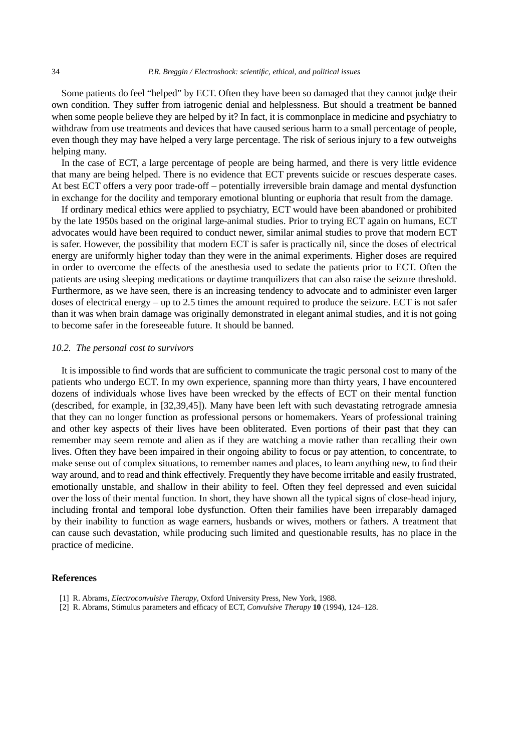Some patients do feel "helped" by ECT. Often they have been so damaged that they cannot judge their own condition. They suffer from iatrogenic denial and helplessness. But should a treatment be banned when some people believe they are helped by it? In fact, it is commonplace in medicine and psychiatry to withdraw from use treatments and devices that have caused serious harm to a small percentage of people, even though they may have helped a very large percentage. The risk of serious injury to a few outweighs helping many.

In the case of ECT, a large percentage of people are being harmed, and there is very little evidence that many are being helped. There is no evidence that ECT prevents suicide or rescues desperate cases. At best ECT offers a very poor trade-off – potentially irreversible brain damage and mental dysfunction in exchange for the docility and temporary emotional blunting or euphoria that result from the damage.

If ordinary medical ethics were applied to psychiatry, ECT would have been abandoned or prohibited by the late 1950s based on the original large-animal studies. Prior to trying ECT again on humans, ECT advocates would have been required to conduct newer, similar animal studies to prove that modern ECT is safer. However, the possibility that modern ECT is safer is practically nil, since the doses of electrical energy are uniformly higher today than they were in the animal experiments. Higher doses are required in order to overcome the effects of the anesthesia used to sedate the patients prior to ECT. Often the patients are using sleeping medications or daytime tranquilizers that can also raise the seizure threshold. Furthermore, as we have seen, there is an increasing tendency to advocate and to administer even larger doses of electrical energy – up to 2.5 times the amount required to produce the seizure. ECT is not safer than it was when brain damage was originally demonstrated in elegant animal studies, and it is not going to become safer in the foreseeable future. It should be banned.

### *10.2. The personal cost to survivors*

It is impossible to find words that are sufficient to communicate the tragic personal cost to many of the patients who undergo ECT. In my own experience, spanning more than thirty years, I have encountered dozens of individuals whose lives have been wrecked by the effects of ECT on their mental function (described, for example, in [32,39,45]). Many have been left with such devastating retrograde amnesia that they can no longer function as professional persons or homemakers. Years of professional training and other key aspects of their lives have been obliterated. Even portions of their past that they can remember may seem remote and alien as if they are watching a movie rather than recalling their own lives. Often they have been impaired in their ongoing ability to focus or pay attention, to concentrate, to make sense out of complex situations, to remember names and places, to learn anything new, to find their way around, and to read and think effectively. Frequently they have become irritable and easily frustrated, emotionally unstable, and shallow in their ability to feel. Often they feel depressed and even suicidal over the loss of their mental function. In short, they have shown all the typical signs of close-head injury, including frontal and temporal lobe dysfunction. Often their families have been irreparably damaged by their inability to function as wage earners, husbands or wives, mothers or fathers. A treatment that can cause such devastation, while producing such limited and questionable results, has no place in the practice of medicine.

## References

[1] R. Abrams, *Electroconvulsive Therapy*, Oxford University Press, New York, 1988.

[2] R. Abrams, Stimulus parameters and efficacy of ECT, *Convulsive Therapy* **10** (1994), 124–128.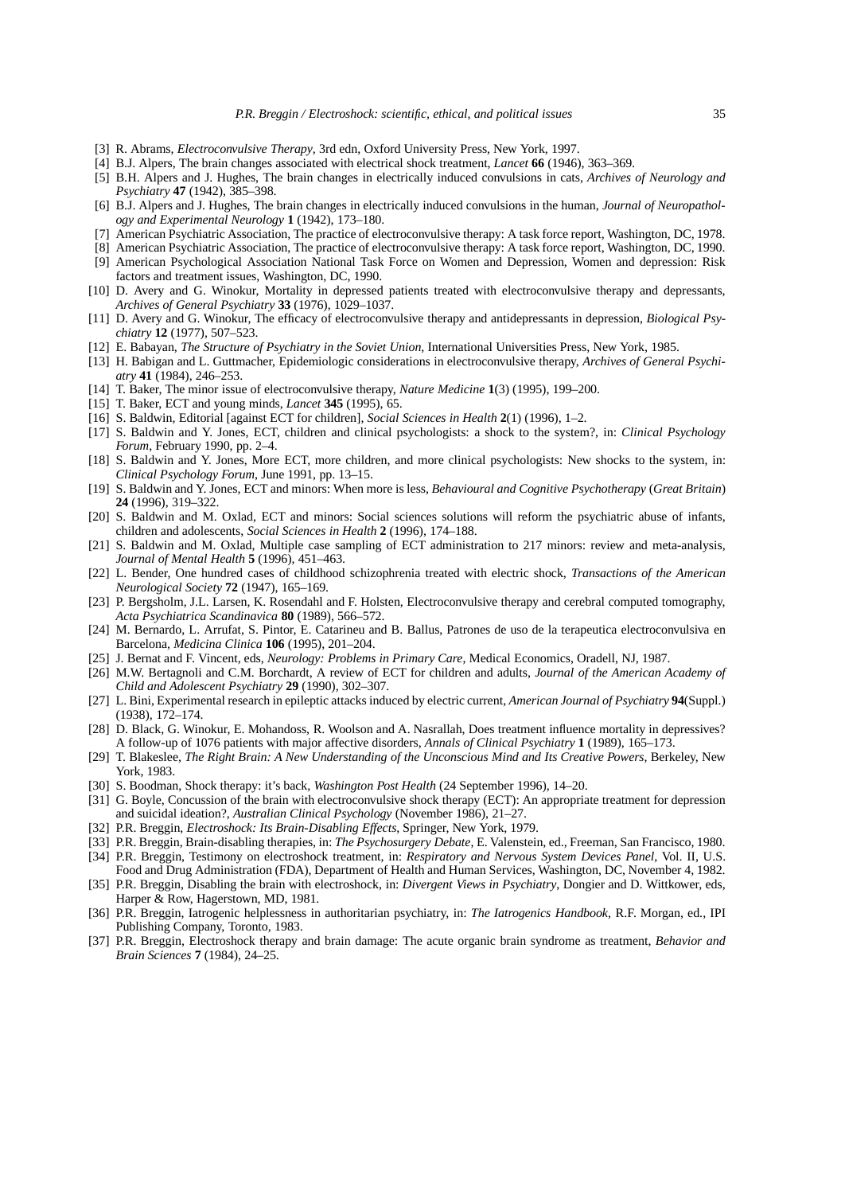[3] R. Abrams, *Electroconvulsive Therapy*, 3rd edn, Oxford University Press, New York, 1997.

[4] B.J. Alpers, The brain changes associated with electrical shock treatment, *Lancet* **66** (1946), 363–369.

[5] B.H. Alpers and J. Hughes, The brain changes in electrically induced convulsions in cats, *Archives of Neurology and Psychiatry* **47** (1942), 385–398.

[6] B.J. Alpers and J. Hughes, The brain changes in electrically induced convulsions in the human, *Journal of Neuropathology and Experimental Neurology* **1** (1942), 173–180.

[7] American Psychiatric Association, The practice of electroconvulsive therapy: A task force report, Washington, DC, 1978.

[8] American Psychiatric Association, The practice of electroconvulsive therapy: A task force report, Washington, DC, 1990.

[9] American Psychological Association National Task Force on Women and Depression, Women and depression: Risk factors and treatment issues, Washington, DC, 1990.

[10] D. Avery and G. Winokur, Mortality in depressed patients treated with electroconvulsive therapy and depressants, *Archives of General Psychiatry* **33** (1976), 1029–1037.

[11] D. Avery and G. Winokur, The efficacy of electroconvulsive therapy and antidepressants in depression, *Biological Psychiatry* **12** (1977), 507–523.

[12] E. Babayan, *The Structure of Psychiatry in the Soviet Union*, International Universities Press, New York, 1985.

[13] H. Babigan and L. Guttmacher, Epidemiologic considerations in electroconvulsive therapy, *Archives of General Psychiatry* **41** (1984), 246–253.

[14] T. Baker, The minor issue of electroconvulsive therapy, *Nature Medicine* **1**(3) (1995), 199–200.

[15] T. Baker, ECT and young minds, *Lancet* **345** (1995), 65.

[16] S. Baldwin, Editorial [against ECT for children], *Social Sciences in Health* **2**(1) (1996), 1–2.

[17] S. Baldwin and Y. Jones, ECT, children and clinical psychologists: a shock to the system?, in: *Clinical Psychology Forum*, February 1990, pp. 2–4.

[18] S. Baldwin and Y. Jones, More ECT, more children, and more clinical psychologists: New shocks to the system, in: *Clinical Psychology Forum*, June 1991, pp. 13–15.

[19] S. Baldwin and Y. Jones, ECT and minors: When more is less, *Behavioural and Cognitive Psychotherapy* (*Great Britain*) **24** (1996), 319–322.

[20] S. Baldwin and M. Oxlad, ECT and minors: Social sciences solutions will reform the psychiatric abuse of infants, children and adolescents, *Social Sciences in Health* **2** (1996), 174–188.

[21] S. Baldwin and M. Oxlad, Multiple case sampling of ECT administration to 217 minors: review and meta-analysis, *Journal of Mental Health* **5** (1996), 451–463.

[22] L. Bender, One hundred cases of childhood schizophrenia treated with electric shock, *Transactions of the American Neurological Society* **72** (1947), 165–169.

[23] P. Bergsholm, J.L. Larsen, K. Rosendahl and F. Holsten, Electroconvulsive therapy and cerebral computed tomography, *Acta Psychiatrica Scandinavica* **80** (1989), 566–572.

[24] M. Bernardo, L. Arrufat, S. Pintor, E. Catarineu and B. Ballus, Patrones de uso de la terapeutica electroconvulsiva en Barcelona, *Medicina Clinica* **106** (1995), 201–204.

[25] J. Bernat and F. Vincent, eds, *Neurology: Problems in Primary Care*, Medical Economics, Oradell, NJ, 1987.

[26] M.W. Bertagnoli and C.M. Borchardt, A review of ECT for children and adults, *Journal of the American Academy of Child and Adolescent Psychiatry* **29** (1990), 302–307.

[27] L. Bini, Experimental research in epileptic attacks induced by electric current, *American Journal of Psychiatry* **94**(Suppl.) (1938), 172–174.

[28] D. Black, G. Winokur, E. Mohandoss, R. Woolson and A. Nasrallah, Does treatment influence mortality in depressives? A follow-up of 1076 patients with major affective disorders, *Annals of Clinical Psychiatry* **1** (1989), 165–173.

[29] T. Blakeslee, *The Right Brain: A New Understanding of the Unconscious Mind and Its Creative Powers*, Berkeley, New York, 1983.

[30] S. Boodman, Shock therapy: it's back, *Washington Post Health* (24 September 1996), 14–20.

[31] G. Boyle, Concussion of the brain with electroconvulsive shock therapy (ECT): An appropriate treatment for depression and suicidal ideation?, *Australian Clinical Psychology* (November 1986), 21–27.

[32] P.R. Breggin, *Electroshock: Its Brain-Disabling Effects*, Springer, New York, 1979.

[33] P.R. Breggin, Brain-disabling therapies, in: *The Psychosurgery Debate*, E. Valenstein, ed., Freeman, San Francisco, 1980.

[34] P.R. Breggin, Testimony on electroshock treatment, in: *Respiratory and Nervous System Devices Panel*, Vol. II, U.S. Food and Drug Administration (FDA), Department of Health and Human Services, Washington, DC, November 4, 1982.

[35] P.R. Breggin, Disabling the brain with electroshock, in: *Divergent Views in Psychiatry*, Dongier and D. Wittkower, eds, Harper & Row, Hagerstown, MD, 1981.

[36] P.R. Breggin, Iatrogenic helplessness in authoritarian psychiatry, in: *The Iatrogenics Handbook*, R.F. Morgan, ed., IPI Publishing Company, Toronto, 1983.

[37] P.R. Breggin, Electroshock therapy and brain damage: The acute organic brain syndrome as treatment, *Behavior and Brain Sciences* **7** (1984), 24–25.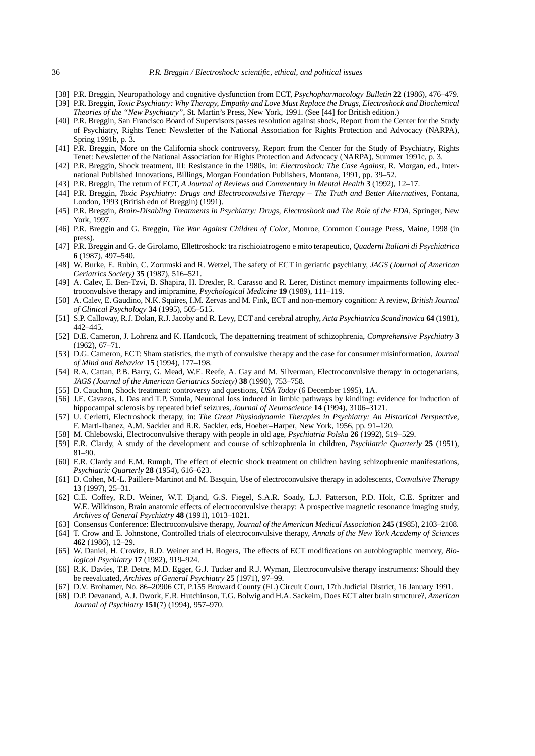[38] P.R. Breggin, Neuropathology and cognitive dysfunction from ECT, *Psychopharmacology Bulletin* **22** (1986), 476–479.

[39] P.R. Breggin, *Toxic Psychiatry: Why Therapy, Empathy and Love Must Replace the Drugs, Electroshock and Biochemical Theories of the "New Psychiatry"*, St. Martin's Press, New York, 1991. (See [44] for British edition.)

[40] P.R. Breggin, San Francisco Board of Supervisors passes resolution against shock, Report from the Center for the Study of Psychiatry, Rights Tenet: Newsletter of the National Association for Rights Protection and Advocacy (NARPA), Spring 1991b, p. 3.

[41] P.R. Breggin, More on the California shock controversy, Report from the Center for the Study of Psychiatry, Rights Tenet: Newsletter of the National Association for Rights Protection and Advocacy (NARPA), Summer 1991c, p. 3.

[42] P.R. Breggin, Shock treatment, III: Resistance in the 1980s, in: *Electroshock: The Case Against*, R. Morgan, ed., International Published Innovations, Billings, Morgan Foundation Publishers, Montana, 1991, pp. 39–52.

[43] P.R. Breggin, The return of ECT, *A Journal of Reviews and Commentary in Mental Health* **3** (1992), 12–17.

[44] P.R. Breggin, *Toxic Psychiatry: Drugs and Electroconvulsive Therapy – The Truth and Better Alternatives*, Fontana, London, 1993 (British edn of Breggin) (1991).

[45] P.R. Breggin, *Brain-Disabling Treatments in Psychiatry: Drugs, Electroshock and The Role of the FDA*, Springer, New York, 1997.

[46] P.R. Breggin and G. Breggin, *The War Against Children of Color*, Monroe, Common Courage Press, Maine, 1998 (in press).

[47] P.R. Breggin and G. de Girolamo, Ellettroshock: tra rischioiatrogeno e mito terapeutico, *Quaderni Italiani di Psychiatrica* **6** (1987), 497–540.

[48] W. Burke, E. Rubin, C. Zorumski and R. Wetzel, The safety of ECT in geriatric psychiatry, *JAGS (Journal of American Geriatrics Society)* **35** (1987), 516–521.

[49] A. Calev, E. Ben-Tzvi, B. Shapira, H. Drexler, R. Carasso and R. Lerer, Distinct memory impairments following electroconvulsive therapy and imipramine, *Psychological Medicine* **19** (1989), 111–119.

[50] A. Calev, E. Gaudino, N.K. Squires, I.M. Zervas and M. Fink, ECT and non-memory cognition: A review, *British Journal of Clinical Psychology* **34** (1995), 505–515.

[51] S.P. Calloway, R.J. Dolan, R.J. Jacoby and R. Levy, ECT and cerebral atrophy, *Acta Psychiatrica Scandinavica* **64** (1981), 442–445.

[52] D.E. Cameron, J. Lohrenz and K. Handcock, The depatterning treatment of schizophrenia, *Comprehensive Psychiatry* **3** (1962), 67–71.

[53] D.G. Cameron, ECT: Sham statistics, the myth of convulsive therapy and the case for consumer misinformation, *Journal of Mind and Behavior* **15** (1994), 177–198.

[54] R.A. Cattan, P.B. Barry, G. Mead, W.E. Reefe, A. Gay and M. Silverman, Electroconvulsive therapy in octogenarians, *JAGS (Journal of the American Geriatrics Society)* **38** (1990), 753–758.

[55] D. Cauchon, Shock treatment: controversy and questions, *USA Today* (6 December 1995), 1A.

[56] J.E. Cavazos, I. Das and T.P. Sutula, Neuronal loss induced in limbic pathways by kindling: evidence for induction of hippocampal sclerosis by repeated brief seizures, *Journal of Neuroscience* **14** (1994), 3106–3121.

[57] U. Cerletti, Electroshock therapy, in: *The Great Physiodynamic Therapies in Psychiatry: An Historical Perspective*, F. Marti-Ibanez, A.M. Sackler and R.R. Sackler, eds, Hoeber–Harper, New York, 1956, pp. 91–120.

[58] M. Chlebowski, Electroconvulsive therapy with people in old age, *Psychiatria Polska* **26** (1992), 519–529.

[59] E.R. Clardy, A study of the development and course of schizophrenia in children, *Psychiatric Quarterly* **25** (1951), 81–90.

[60] E.R. Clardy and E.M. Rumph, The effect of electric shock treatment on children having schizophrenic manifestations, *Psychiatric Quarterly* **28** (1954), 616–623.

[61] D. Cohen, M.-L. Paillere-Martinot and M. Basquin, Use of electroconvulsive therapy in adolescents, *Convulsive Therapy* **13** (1997), 25–31.

[62] C.E. Coffey, R.D. Weiner, W.T. Djand, G.S. Fiegel, S.A.R. Soady, L.J. Patterson, P.D. Holt, C.E. Spritzer and W.E. Wilkinson, Brain anatomic effects of electroconvulsive therapy: A prospective magnetic resonance imaging study, *Archives of General Psychiatry* **48** (1991), 1013–1021.

[63] Consensus Conference: Electroconvulsive therapy, *Journal of the American Medical Association* **245** (1985), 2103–2108.

[64] T. Crow and E. Johnstone, Controlled trials of electroconvulsive therapy, *Annals of the New York Academy of Sciences* **462** (1986), 12–29.

[65] W. Daniel, H. Crovitz, R.D. Weiner and H. Rogers, The effects of ECT modifications on autobiographic memory, *Biological Psychiatry* **17** (1982), 919–924.

[66] R.K. Davies, T.P. Detre, M.D. Egger, G.J. Tucker and R.J. Wyman, Electroconvulsive therapy instruments: Should they be reevaluated, *Archives of General Psychiatry* **25** (1971), 97–99.

[67] D.V. Brohamer, No. 86–20906 CT, P.155 Broward County (FL) Circuit Court, 17th Judicial District, 16 January 1991.

[68] D.P. Devanand, A.J. Dwork, E.R. Hutchinson, T.G. Bolwig and H.A. Sackeim, Does ECT alter brain structure?, *American Journal of Psychiatry* **151**(7) (1994), 957–970.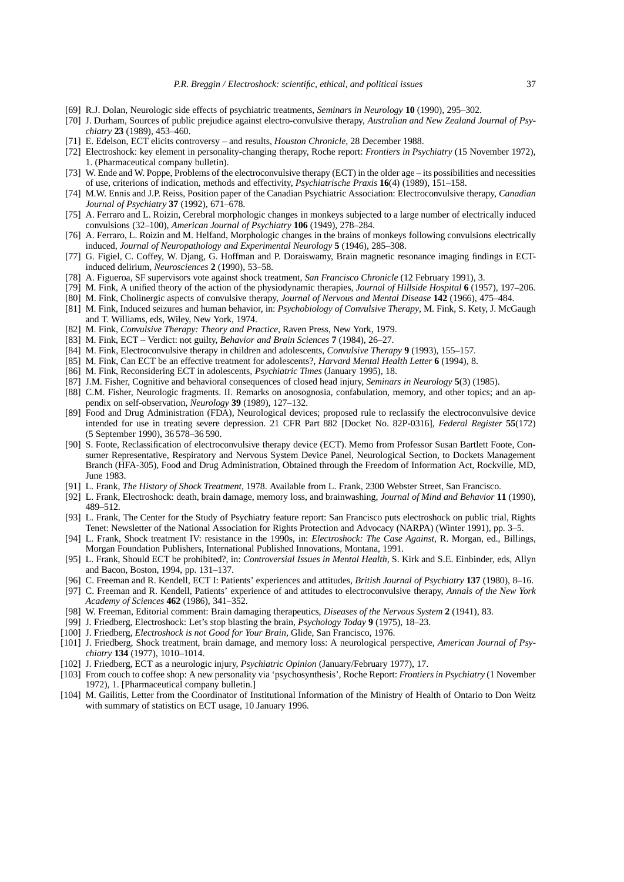[69] R.J. Dolan, Neurologic side effects of psychiatric treatments, *Seminars in Neurology* **10** (1990), 295–302.

[70] J. Durham, Sources of public prejudice against electro-convulsive therapy, *Australian and New Zealand Journal of Psychiatry* **23** (1989), 453–460.

[71] E. Edelson, ECT elicits controversy – and results, *Houston Chronicle*, 28 December 1988.

[72] Electroshock: key element in personality-changing therapy, Roche report: *Frontiers in Psychiatry* (15 November 1972), 1. (Pharmaceutical company bulletin).

[73] W. Ende and W. Poppe, Problems of the electroconvulsive therapy (ECT) in the older age – its possibilities and necessities of use, criterions of indication, methods and effectivity, *Psychiatrische Praxis* **16**(4) (1989), 151–158.

[74] M.W. Ennis and J.P. Reiss, Position paper of the Canadian Psychiatric Association: Electroconvulsive therapy, *Canadian Journal of Psychiatry* **37** (1992), 671–678.

[75] A. Ferraro and L. Roizin, Cerebral morphologic changes in monkeys subjected to a large number of electrically induced convulsions (32–100), *American Journal of Psychiatry* **106** (1949), 278–284.

[76] A. Ferraro, L. Roizin and M. Helfand, Morphologic changes in the brains of monkeys following convulsions electrically induced, *Journal of Neuropathology and Experimental Neurology* **5** (1946), 285–308.

[77] G. Figiel, C. Coffey, W. Djang, G. Hoffman and P. Doraiswamy, Brain magnetic resonance imaging findings in ECT-induced delirium, *Neurosciences* **2** (1990), 53–58.

[78] A. Figueroa, SF supervisors vote against shock treatment, *San Francisco Chronicle* (12 February 1991), 3.

[79] M. Fink, A unified theory of the action of the physiodynamic therapies, *Journal of Hillside Hospital* **6** (1957), 197–206.

[80] M. Fink, Cholinergic aspects of convulsive therapy, *Journal of Nervous and Mental Disease* **142** (1966), 475–484.

[81] M. Fink, Induced seizures and human behavior, in: *Psychobiology of Convulsive Therapy*, M. Fink, S. Kety, J. McGaugh and T. Williams, eds, Wiley, New York, 1974.

[82] M. Fink, *Convulsive Therapy: Theory and Practice*, Raven Press, New York, 1979.

[83] M. Fink, ECT – Verdict: not guilty, *Behavior and Brain Sciences* **7** (1984), 26–27.

[84] M. Fink, Electroconvulsive therapy in children and adolescents, *Convulsive Therapy* **9** (1993), 155–157.

[85] M. Fink, Can ECT be an effective treatment for adolescents?, *Harvard Mental Health Letter* **6** (1994), 8.

[86] M. Fink, Reconsidering ECT in adolescents, *Psychiatric Times* (January 1995), 18.

[87] J.M. Fisher, Cognitive and behavioral consequences of closed head injury, *Seminars in Neurology* **5**(3) (1985).

[88] C.M. Fisher, Neurologic fragments. II. Remarks on anosognosia, confabulation, memory, and other topics; and an appendix on self-observation, *Neurology* **39** (1989), 127–132.

[89] Food and Drug Administration (FDA), Neurological devices; proposed rule to reclassify the electroconvulsive device intended for use in treating severe depression. 21 CFR Part 882 [Docket No. 82P-0316], *Federal Register* **55**(172) (5 September 1990), 36 578–36 590.

[90] S. Foote, Reclassification of electroconvulsive therapy device (ECT). Memo from Professor Susan Bartlett Foote, Consumer Representative, Respiratory and Nervous System Device Panel, Neurological Section, to Dockets Management Branch (HFA-305), Food and Drug Administration, Obtained through the Freedom of Information Act, Rockville, MD, June 1983.

[91] L. Frank, *The History of Shock Treatment*, 1978. Available from L. Frank, 2300 Webster Street, San Francisco.

[92] L. Frank, Electroshock: death, brain damage, memory loss, and brainwashing, *Journal of Mind and Behavior* **11** (1990), 489–512.

[93] L. Frank, The Center for the Study of Psychiatry feature report: San Francisco puts electroshock on public trial, Rights Tenet: Newsletter of the National Association for Rights Protection and Advocacy (NARPA) (Winter 1991), pp. 3–5.

[94] L. Frank, Shock treatment IV: resistance in the 1990s, in: *Electroshock: The Case Against*, R. Morgan, ed., Billings, Morgan Foundation Publishers, International Published Innovations, Montana, 1991.

[95] L. Frank, Should ECT be prohibited?, in: *Controversial Issues in Mental Health*, S. Kirk and S.E. Einbinder, eds, Allyn and Bacon, Boston, 1994, pp. 131–137.

[96] C. Freeman and R. Kendell, ECT I: Patients' experiences and attitudes, *British Journal of Psychiatry* **137** (1980), 8–16.

[97] C. Freeman and R. Kendell, Patients' experience of and attitudes to electroconvulsive therapy, *Annals of the New York Academy of Sciences* **462** (1986), 341–352.

[98] W. Freeman, Editorial comment: Brain damaging therapeutics, *Diseases of the Nervous System* **2** (1941), 83.

[99] J. Friedberg, Electroshock: Let's stop blasting the brain, *Psychology Today* **9** (1975), 18–23.

[100] J. Friedberg, *Electroshock is not Good for Your Brain*, Glide, San Francisco, 1976.

[101] J. Friedberg, Shock treatment, brain damage, and memory loss: A neurological perspective, *American Journal of Psychiatry* **134** (1977), 1010–1014.

[102] J. Friedberg, ECT as a neurologic injury, *Psychiatric Opinion* (January/February 1977), 17.

[103] From couch to coffee shop: A new personality via 'psychosynthesis', Roche Report: *Frontiers in Psychiatry* (1 November 1972), 1. [Pharmaceutical company bulletin.]

[104] M. Gailitis, Letter from the Coordinator of Institutional Information of the Ministry of Health of Ontario to Don Weitz with summary of statistics on ECT usage, 10 January 1996.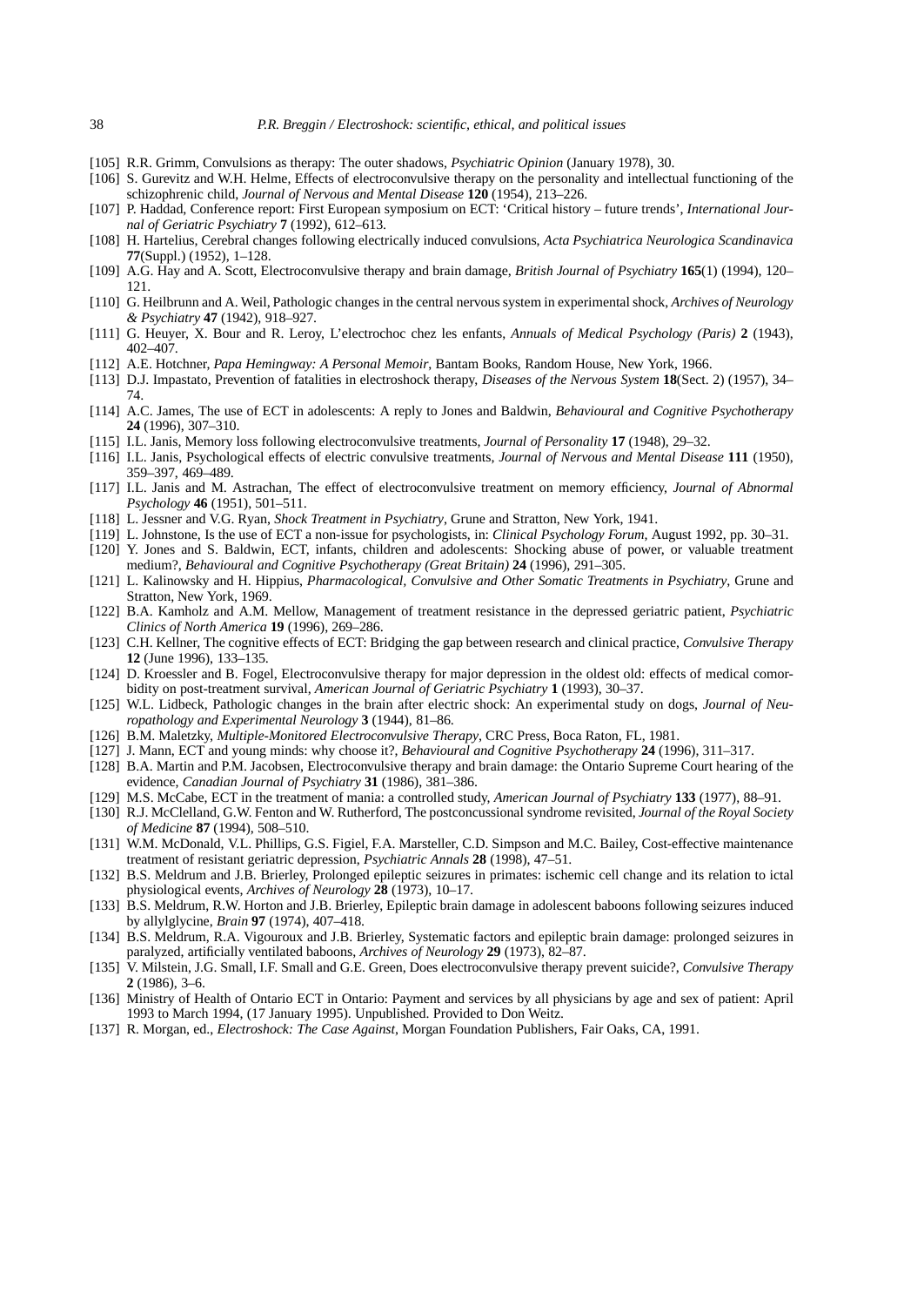[105] R.R. Grimm, Convulsions as therapy: The outer shadows, *Psychiatric Opinion* (January 1978), 30.

[106] S. Gurevitz and W.H. Helme, Effects of electroconvulsive therapy on the personality and intellectual functioning of the schizophrenic child, *Journal of Nervous and Mental Disease* **120** (1954), 213–226.

[107] P. Haddad, Conference report: First European symposium on ECT: 'Critical history – future trends', *International Journal of Geriatric Psychiatry* **7** (1992), 612–613.

[108] H. Hartelius, Cerebral changes following electrically induced convulsions, *Acta Psychiatrica Neurologica Scandinavica* **77**(Suppl.) (1952), 1–128.

[109] A.G. Hay and A. Scott, Electroconvulsive therapy and brain damage, *British Journal of Psychiatry* **165**(1) (1994), 120–121.

[110] G. Heilbrunn and A. Weil, Pathologic changes in the central nervous system in experimental shock, *Archives of Neurology & Psychiatry* **47** (1942), 918–927.

[111] G. Heuyer, X. Bour and R. Leroy, L'electrochoc chez les enfants, *Annuals of Medical Psychology (Paris)* **2** (1943), 402–407.

[112] A.E. Hotchner, *Papa Hemingway: A Personal Memoir*, Bantam Books, Random House, New York, 1966.

[113] D.J. Impastato, Prevention of fatalities in electroshock therapy, *Diseases of the Nervous System* **18**(Sect. 2) (1957), 34–74.

[114] A.C. James, The use of ECT in adolescents: A reply to Jones and Baldwin, *Behavioural and Cognitive Psychotherapy* **24** (1996), 307–310.

[115] I.L. Janis, Memory loss following electroconvulsive treatments, *Journal of Personality* **17** (1948), 29–32.

[116] I.L. Janis, Psychological effects of electric convulsive treatments, *Journal of Nervous and Mental Disease* **111** (1950), 359–397, 469–489.

[117] I.L. Janis and M. Astrachan, The effect of electroconvulsive treatment on memory efficiency, *Journal of Abnormal Psychology* **46** (1951), 501–511.

[118] L. Jessner and V.G. Ryan, *Shock Treatment in Psychiatry*, Grune and Stratton, New York, 1941.

[119] L. Johnstone, Is the use of ECT a non-issue for psychologists, in: *Clinical Psychology Forum*, August 1992, pp. 30–31.

[120] Y. Jones and S. Baldwin, ECT, infants, children and adolescents: Shocking abuse of power, or valuable treatment medium?, *Behavioural and Cognitive Psychotherapy (Great Britain)* **24** (1996), 291–305.

[121] L. Kalinowsky and H. Hippius, *Pharmacological, Convulsive and Other Somatic Treatments in Psychiatry*, Grune and Stratton, New York, 1969.

[122] B.A. Kamholz and A.M. Mellow, Management of treatment resistance in the depressed geriatric patient, *Psychiatric Clinics of North America* **19** (1996), 269–286.

[123] C.H. Kellner, The cognitive effects of ECT: Bridging the gap between research and clinical practice, *Convulsive Therapy* **12** (June 1996), 133–135.

[124] D. Kroessler and B. Fogel, Electroconvulsive therapy for major depression in the oldest old: effects of medical comorbidity on post-treatment survival, *American Journal of Geriatric Psychiatry* **1** (1993), 30–37.

[125] W.L. Lidbeck, Pathologic changes in the brain after electric shock: An experimental study on dogs, *Journal of Neuropathology and Experimental Neurology* **3** (1944), 81–86.

[126] B.M. Maletzky, *Multiple-Monitored Electroconvulsive Therapy*, CRC Press, Boca Raton, FL, 1981.

[127] J. Mann, ECT and young minds: why choose it?, *Behavioural and Cognitive Psychotherapy* **24** (1996), 311–317.

[128] B.A. Martin and P.M. Jacobsen, Electroconvulsive therapy and brain damage: the Ontario Supreme Court hearing of the evidence, *Canadian Journal of Psychiatry* **31** (1986), 381–386.

[129] M.S. McCabe, ECT in the treatment of mania: a controlled study, *American Journal of Psychiatry* **133** (1977), 88–91.

[130] R.J. McClelland, G.W. Fenton and W. Rutherford, The postconcussional syndrome revisited, *Journal of the Royal Society of Medicine* **87** (1994), 508–510.

[131] W.M. McDonald, V.L. Phillips, G.S. Figiel, F.A. Marsteller, C.D. Simpson and M.C. Bailey, Cost-effective maintenance treatment of resistant geriatric depression, *Psychiatric Annals* **28** (1998), 47–51.

[132] B.S. Meldrum and J.B. Brierley, Prolonged epileptic seizures in primates: ischemic cell change and its relation to ictal physiological events, *Archives of Neurology* **28** (1973), 10–17.

[133] B.S. Meldrum, R.W. Horton and J.B. Brierley, Epileptic brain damage in adolescent baboons following seizures induced by allylglycine, *Brain* **97** (1974), 407–418.

[134] B.S. Meldrum, R.A. Vigouroux and J.B. Brierley, Systematic factors and epileptic brain damage: prolonged seizures in paralyzed, artificially ventilated baboons, *Archives of Neurology* **29** (1973), 82–87.

[135] V. Milstein, J.G. Small, I.F. Small and G.E. Green, Does electroconvulsive therapy prevent suicide?, *Convulsive Therapy* **2** (1986), 3–6.

[136] Ministry of Health of Ontario ECT in Ontario: Payment and services by all physicians by age and sex of patient: April 1993 to March 1994, (17 January 1995). Unpublished. Provided to Don Weitz.

[137] R. Morgan, ed., *Electroshock: The Case Against*, Morgan Foundation Publishers, Fair Oaks, CA, 1991.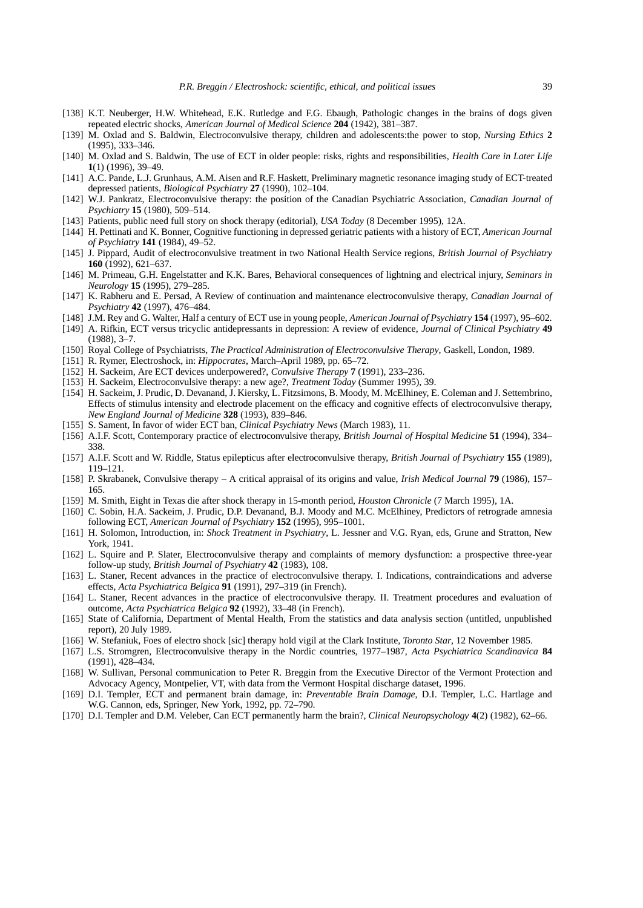[138] K.T. Neuberger, H.W. Whitehead, E.K. Rutledge and F.G. Ebaugh, Pathologic changes in the brains of dogs given repeated electric shocks, *American Journal of Medical Science* **204** (1942), 381–387.

[139] M. Oxlad and S. Baldwin, Electroconvulsive therapy, children and adolescents:the power to stop, *Nursing Ethics* **2** (1995), 333–346.

[140] M. Oxlad and S. Baldwin, The use of ECT in older people: risks, rights and responsibilities, *Health Care in Later Life* **1**(1) (1996), 39–49.

[141] A.C. Pande, L.J. Grunhaus, A.M. Aisen and R.F. Haskett, Preliminary magnetic resonance imaging study of ECT-treated depressed patients, *Biological Psychiatry* **27** (1990), 102–104.

[142] W.J. Pankratz, Electroconvulsive therapy: the position of the Canadian Psychiatric Association, *Canadian Journal of Psychiatry* **15** (1980), 509–514.

[143] Patients, public need full story on shock therapy (editorial), *USA Today* (8 December 1995), 12A.

[144] H. Pettinati and K. Bonner, Cognitive functioning in depressed geriatric patients with a history of ECT, *American Journal of Psychiatry* **141** (1984), 49–52.

[145] J. Pippard, Audit of electroconvulsive treatment in two National Health Service regions, *British Journal of Psychiatry* **160** (1992), 621–637.

[146] M. Primeau, G.H. Engelstatter and K.K. Bares, Behavioral consequences of lightning and electrical injury, *Seminars in Neurology* **15** (1995), 279–285.

[147] K. Rabheru and E. Persad, A Review of continuation and maintenance electroconvulsive therapy, *Canadian Journal of Psychiatry* **42** (1997), 476–484.

[148] J.M. Rey and G. Walter, Half a century of ECT use in young people, *American Journal of Psychiatry* **154** (1997), 95–602.

[149] A. Rifkin, ECT versus tricyclic antidepressants in depression: A review of evidence, *Journal of Clinical Psychiatry* **49** (1988), 3–7.

[150] Royal College of Psychiatrists, *The Practical Administration of Electroconvulsive Therapy*, Gaskell, London, 1989.

[151] R. Rymer, Electroshock, in: *Hippocrates*, March–April 1989, pp. 65–72.

[152] H. Sackeim, Are ECT devices underpowered?, *Convulsive Therapy* **7** (1991), 233–236.

[153] H. Sackeim, Electroconvulsive therapy: a new age?, *Treatment Today* (Summer 1995), 39.

[154] H. Sackeim, J. Prudic, D. Devanand, J. Kiersky, L. Fitzsimons, B. Moody, M. McElhiney, E. Coleman and J. Settembrino, Effects of stimulus intensity and electrode placement on the efficacy and cognitive effects of electroconvulsive therapy, *New England Journal of Medicine* **328** (1993), 839–846.

[155] S. Sament, In favor of wider ECT ban, *Clinical Psychiatry News* (March 1983), 11.

[156] A.I.F. Scott, Contemporary practice of electroconvulsive therapy, *British Journal of Hospital Medicine* **51** (1994), 334–338.

[157] A.I.F. Scott and W. Riddle, Status epilepticus after electroconvulsive therapy, *British Journal of Psychiatry* **155** (1989), 119–121.

[158] P. Skrabanek, Convulsive therapy – A critical appraisal of its origins and value, *Irish Medical Journal* **79** (1986), 157–165.

[159] M. Smith, Eight in Texas die after shock therapy in 15-month period, *Houston Chronicle* (7 March 1995), 1A.

[160] C. Sobin, H.A. Sackeim, J. Prudic, D.P. Devanand, B.J. Moody and M.C. McElhiney, Predictors of retrograde amnesia following ECT, *American Journal of Psychiatry* **152** (1995), 995–1001.

[161] H. Solomon, Introduction, in: *Shock Treatment in Psychiatry*, L. Jessner and V.G. Ryan, eds, Grune and Stratton, New York, 1941.

[162] L. Squire and P. Slater, Electroconvulsive therapy and complaints of memory dysfunction: a prospective three-year follow-up study, *British Journal of Psychiatry* **42** (1983), 108.

[163] L. Staner, Recent advances in the practice of electroconvulsive therapy. I. Indications, contraindications and adverse effects, *Acta Psychiatrica Belgica* **91** (1991), 297–319 (in French).

[164] L. Staner, Recent advances in the practice of electroconvulsive therapy. II. Treatment procedures and evaluation of outcome, *Acta Psychiatrica Belgica* **92** (1992), 33–48 (in French).

[165] State of California, Department of Mental Health, From the statistics and data analysis section (untitled, unpublished report), 20 July 1989.

[166] W. Stefaniuk, Foes of electro shock [sic] therapy hold vigil at the Clark Institute, *Toronto Star*, 12 November 1985.

[167] L.S. Stromgren, Electroconvulsive therapy in the Nordic countries, 1977–1987, *Acta Psychiatrica Scandinavica* **84** (1991), 428–434.

[168] W. Sullivan, Personal communication to Peter R. Breggin from the Executive Director of the Vermont Protection and Advocacy Agency, Montpelier, VT, with data from the Vermont Hospital discharge dataset, 1996.

[169] D.I. Templer, ECT and permanent brain damage, in: *Preventable Brain Damage*, D.I. Templer, L.C. Hartlage and W.G. Cannon, eds, Springer, New York, 1992, pp. 72–790.

[170] D.I. Templer and D.M. Veleber, Can ECT permanently harm the brain?, *Clinical Neuropsychology* **4**(2) (1982), 62–66.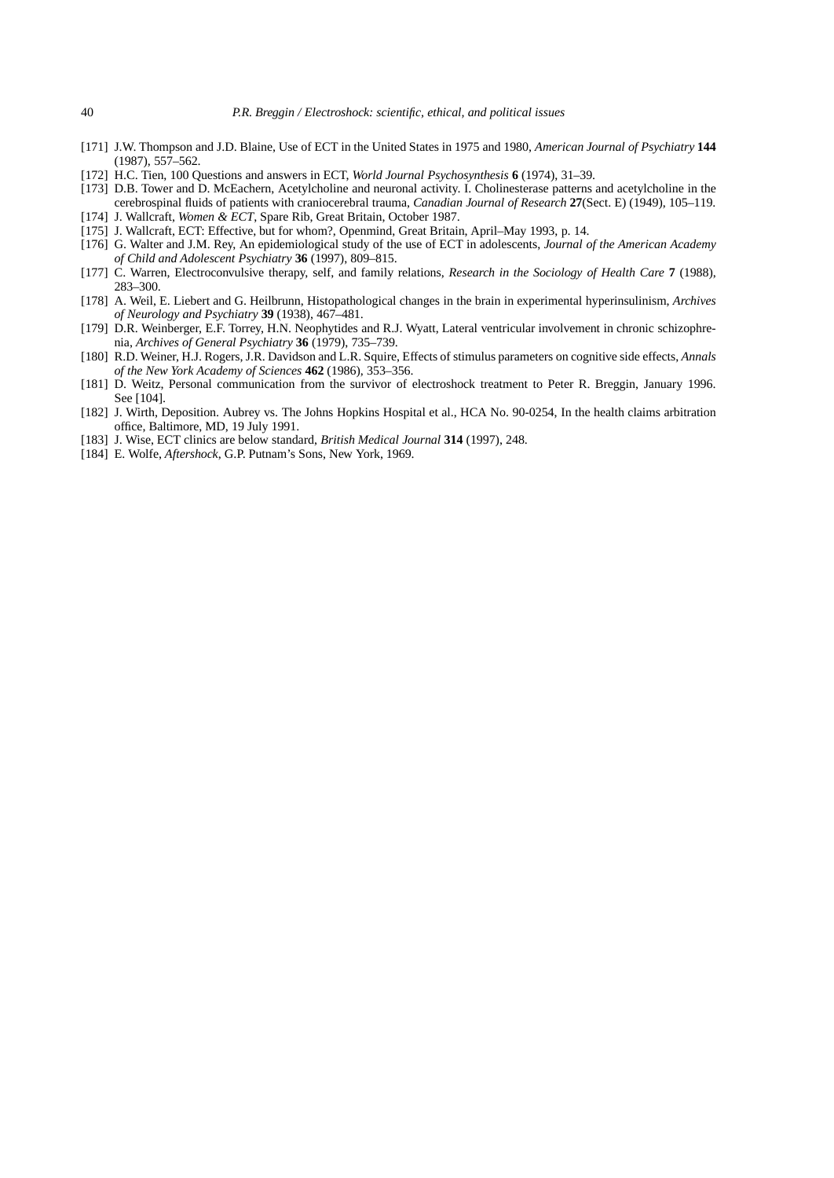[171] J.W. Thompson and J.D. Blaine, Use of ECT in the United States in 1975 and 1980, *American Journal of Psychiatry* **144** (1987), 557–562.

[172] H.C. Tien, 100 Questions and answers in ECT, *World Journal Psychosynthesis* **6** (1974), 31–39.

[173] D.B. Tower and D. McEachern, Acetylcholine and neuronal activity. I. Cholinesterase patterns and acetylcholine in the cerebrospinal fluids of patients with craniocerebral trauma, *Canadian Journal of Research* **27**(Sect. E) (1949), 105–119.

[174] J. Wallcraft, *Women & ECT*, Spare Rib, Great Britain, October 1987.

[175] J. Wallcraft, ECT: Effective, but for whom?, Openmind, Great Britain, April–May 1993, p. 14.

[176] G. Walter and J.M. Rey, An epidemiological study of the use of ECT in adolescents, *Journal of the American Academy of Child and Adolescent Psychiatry* **36** (1997), 809–815.

[177] C. Warren, Electroconvulsive therapy, self, and family relations, *Research in the Sociology of Health Care* **7** (1988), 283–300.

[178] A. Weil, E. Liebert and G. Heilbrunn, Histopathological changes in the brain in experimental hyperinsulinism, *Archives of Neurology and Psychiatry* **39** (1938), 467–481.

[179] D.R. Weinberger, E.F. Torrey, H.N. Neophytides and R.J. Wyatt, Lateral ventricular involvement in chronic schizophrenia, *Archives of General Psychiatry* **36** (1979), 735–739.

[180] R.D. Weiner, H.J. Rogers, J.R. Davidson and L.R. Squire, Effects of stimulus parameters on cognitive side effects, *Annals of the New York Academy of Sciences* **462** (1986), 353–356.

[181] D. Weitz, Personal communication from the survivor of electroshock treatment to Peter R. Breggin, January 1996. See [104].

[182] J. Wirth, Deposition. Aubrey vs. The Johns Hopkins Hospital et al., HCA No. 90-0254, In the health claims arbitration office, Baltimore, MD, 19 July 1991.

[183] J. Wise, ECT clinics are below standard, *British Medical Journal* **314** (1997), 248.

[184] E. Wolfe, *Aftershock*, G.P. Putnam's Sons, New York, 1969.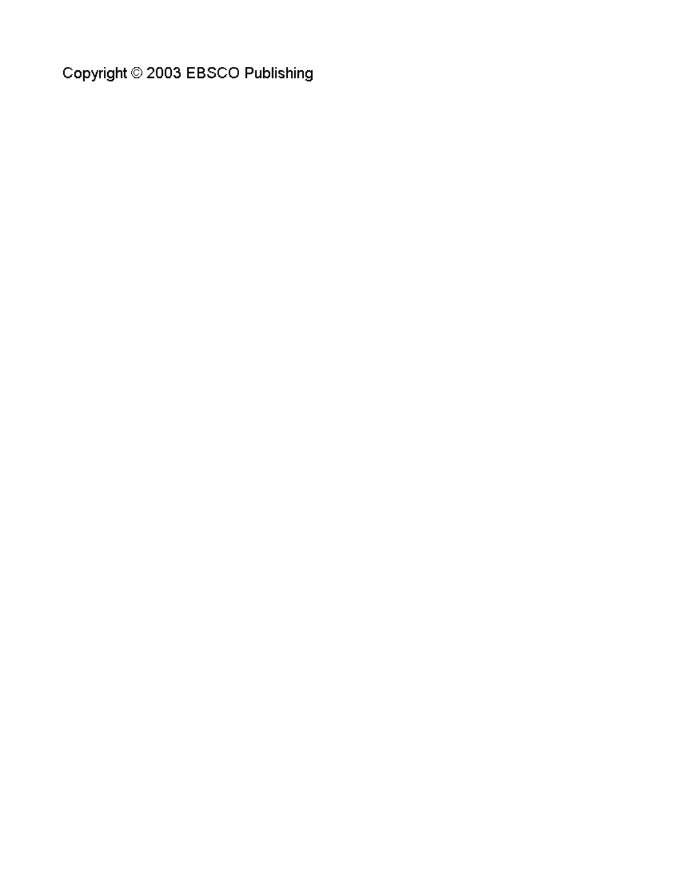Copyright © 2003 EBSCO Publishing